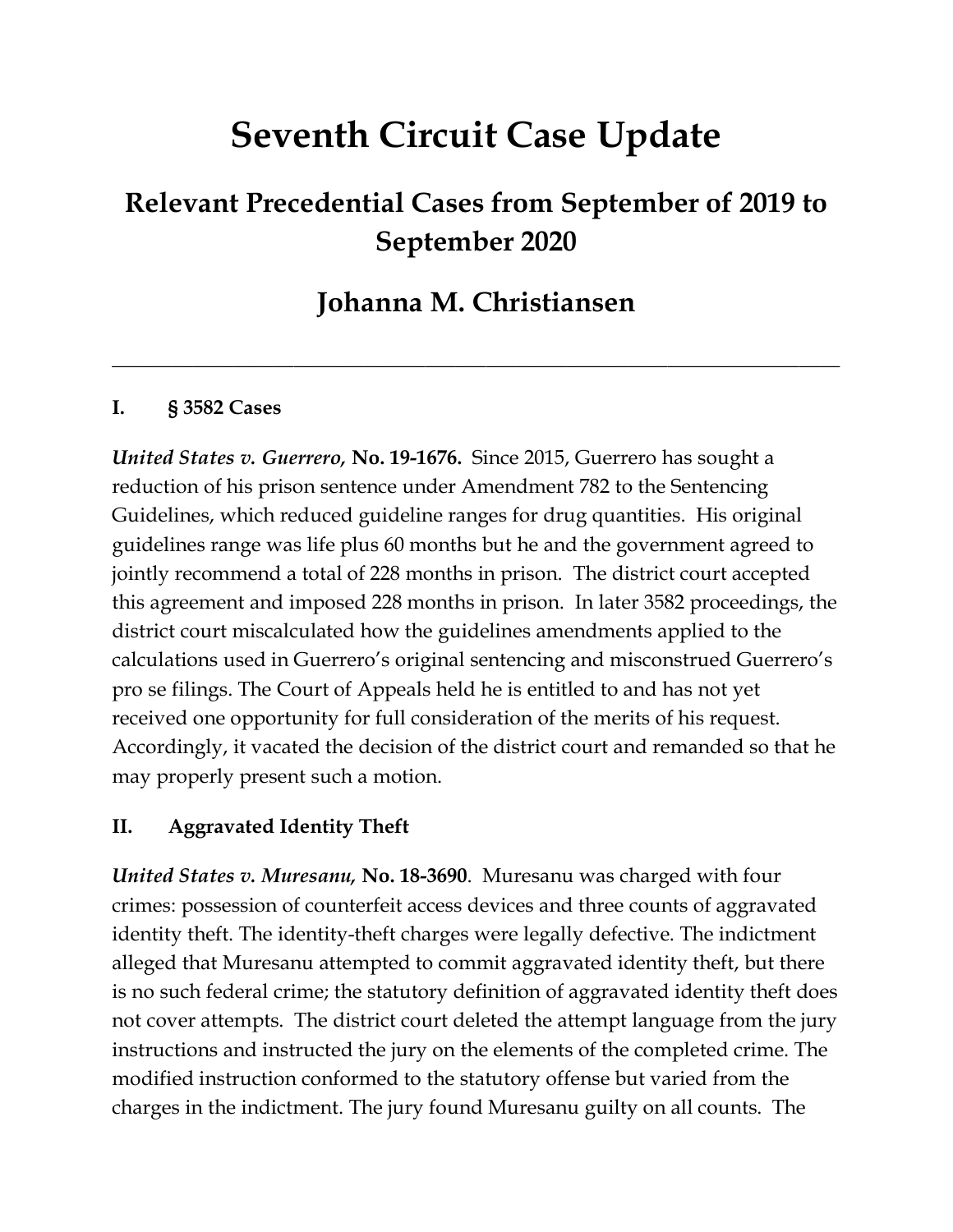# Seventh Circuit Case Update

## Relevant Precedential Cases from September of 2019 to September 2020

## Johanna M. Christiansen

---

### I. § 3582 Cases

***United States v. Guerrero*, No. 19-1676.** Since 2015, Guerrero has sought a reduction of his prison sentence under Amendment 782 to the Sentencing Guidelines, which reduced guideline ranges for drug quantities. His original guidelines range was life plus 60 months but he and the government agreed to jointly recommend a total of 228 months in prison. The district court accepted this agreement and imposed 228 months in prison. In later 3582 proceedings, the district court miscalculated how the guidelines amendments applied to the calculations used in Guerrero's original sentencing and misconstrued Guerrero's pro se filings. The Court of Appeals held he is entitled to and has not yet received one opportunity for full consideration of the merits of his request. Accordingly, it vacated the decision of the district court and remanded so that he may properly present such a motion.

### II. Aggravated Identity Theft

***United States v. Muresanu*, No. 18-3690**. Muresanu was charged with four crimes: possession of counterfeit access devices and three counts of aggravated identity theft. The identity-theft charges were legally defective. The indictment alleged that Muresanu attempted to commit aggravated identity theft, but there is no such federal crime; the statutory definition of aggravated identity theft does not cover attempts. The district court deleted the attempt language from the jury instructions and instructed the jury on the elements of the completed crime. The modified instruction conformed to the statutory offense but varied from the charges in the indictment. The jury found Muresanu guilty on all counts. The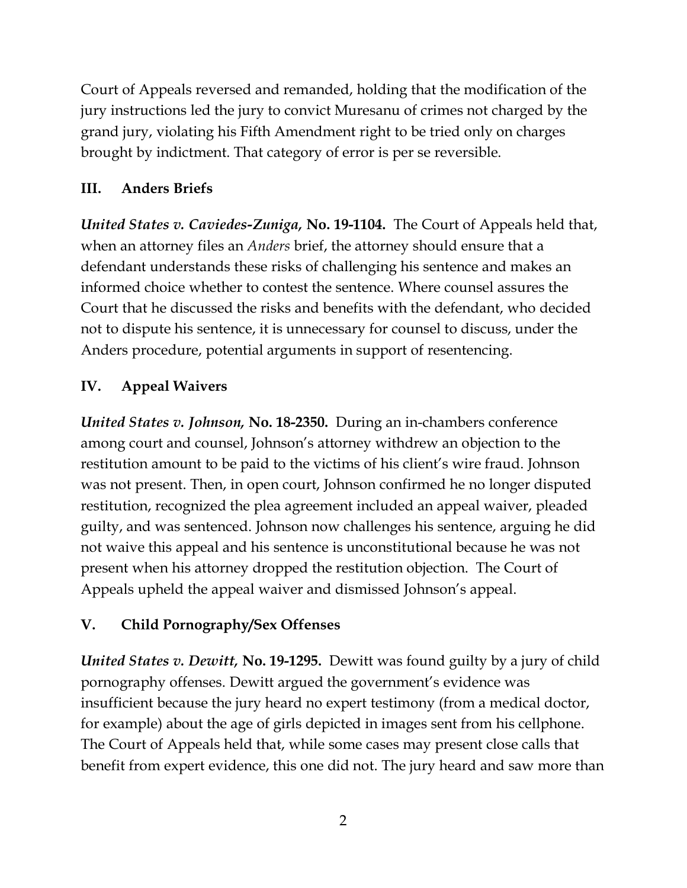Court of Appeals reversed and remanded, holding that the modification of the jury instructions led the jury to convict Muresanu of crimes not charged by the grand jury, violating his Fifth Amendment right to be tried only on charges brought by indictment. That category of error is per se reversible.

## III. Anders Briefs

***United States v. Caviedes-Zuniga,* No. 19-1104.** The Court of Appeals held that, when an attorney files an *Anders* brief, the attorney should ensure that a defendant understands these risks of challenging his sentence and makes an informed choice whether to contest the sentence. Where counsel assures the Court that he discussed the risks and benefits with the defendant, who decided not to dispute his sentence, it is unnecessary for counsel to discuss, under the Anders procedure, potential arguments in support of resentencing.

## IV. Appeal Waivers

***United States v. Johnson,* No. 18-2350.** During an in-chambers conference among court and counsel, Johnson's attorney withdrew an objection to the restitution amount to be paid to the victims of his client's wire fraud. Johnson was not present. Then, in open court, Johnson confirmed he no longer disputed restitution, recognized the plea agreement included an appeal waiver, pleaded guilty, and was sentenced. Johnson now challenges his sentence, arguing he did not waive this appeal and his sentence is unconstitutional because he was not present when his attorney dropped the restitution objection. The Court of Appeals upheld the appeal waiver and dismissed Johnson's appeal.

## V. Child Pornography/Sex Offenses

***United States v. Dewitt,* No. 19-1295.** Dewitt was found guilty by a jury of child pornography offenses. Dewitt argued the government's evidence was insufficient because the jury heard no expert testimony (from a medical doctor, for example) about the age of girls depicted in images sent from his cellphone. The Court of Appeals held that, while some cases may present close calls that benefit from expert evidence, this one did not. The jury heard and saw more than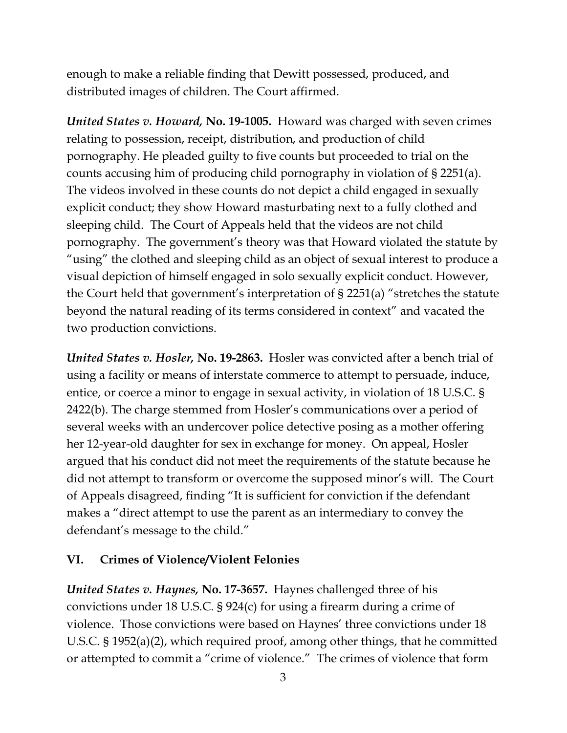enough to make a reliable finding that Dewitt possessed, produced, and distributed images of children. The Court affirmed.

***United States v. Howard,* No. 19-1005.** Howard was charged with seven crimes relating to possession, receipt, distribution, and production of child pornography. He pleaded guilty to five counts but proceeded to trial on the counts accusing him of producing child pornography in violation of § 2251(a). The videos involved in these counts do not depict a child engaged in sexually explicit conduct; they show Howard masturbating next to a fully clothed and sleeping child. The Court of Appeals held that the videos are not child pornography. The government's theory was that Howard violated the statute by "using" the clothed and sleeping child as an object of sexual interest to produce a visual depiction of himself engaged in solo sexually explicit conduct. However, the Court held that government's interpretation of § 2251(a) "stretches the statute beyond the natural reading of its terms considered in context" and vacated the two production convictions.

***United States v. Hosler,* No. 19-2863.** Hosler was convicted after a bench trial of using a facility or means of interstate commerce to attempt to persuade, induce, entice, or coerce a minor to engage in sexual activity, in violation of 18 U.S.C. § 2422(b). The charge stemmed from Hosler's communications over a period of several weeks with an undercover police detective posing as a mother offering her 12-year-old daughter for sex in exchange for money. On appeal, Hosler argued that his conduct did not meet the requirements of the statute because he did not attempt to transform or overcome the supposed minor's will. The Court of Appeals disagreed, finding "It is sufficient for conviction if the defendant makes a "direct attempt to use the parent as an intermediary to convey the defendant's message to the child."

## VI. Crimes of Violence/Violent Felonies

***United States v. Haynes,* No. 17-3657.** Haynes challenged three of his convictions under 18 U.S.C. § 924(c) for using a firearm during a crime of violence. Those convictions were based on Haynes' three convictions under 18 U.S.C. § 1952(a)(2), which required proof, among other things, that he committed or attempted to commit a "crime of violence." The crimes of violence that form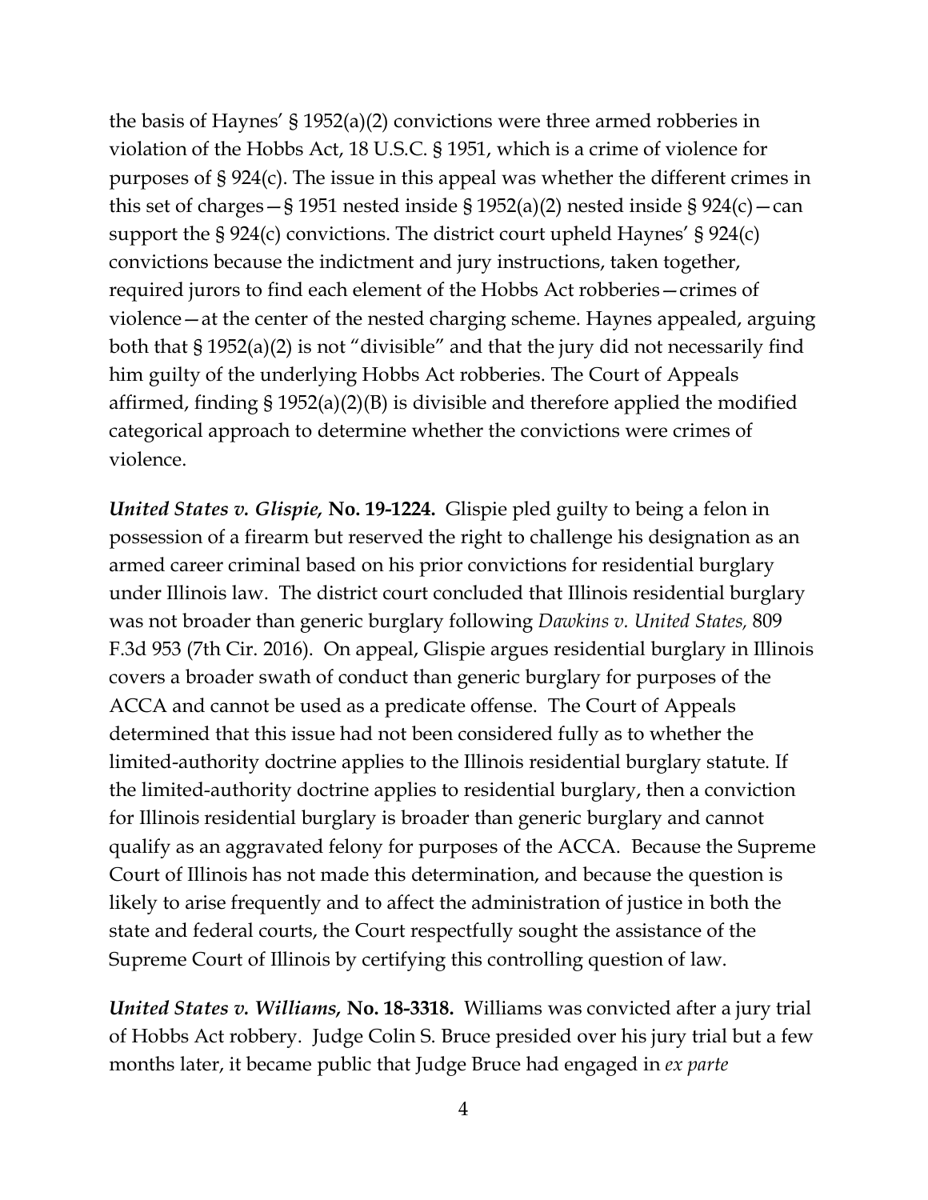the basis of Haynes' § 1952(a)(2) convictions were three armed robberies in violation of the Hobbs Act, 18 U.S.C. § 1951, which is a crime of violence for purposes of § 924(c). The issue in this appeal was whether the different crimes in this set of charges—§ 1951 nested inside § 1952(a)(2) nested inside § 924(c)—can support the § 924(c) convictions. The district court upheld Haynes' § 924(c) convictions because the indictment and jury instructions, taken together, required jurors to find each element of the Hobbs Act robberies—crimes of violence—at the center of the nested charging scheme. Haynes appealed, arguing both that § 1952(a)(2) is not "divisible" and that the jury did not necessarily find him guilty of the underlying Hobbs Act robberies. The Court of Appeals affirmed, finding § 1952(a)(2)(B) is divisible and therefore applied the modified categorical approach to determine whether the convictions were crimes of violence.

***United States v. Glispie,* No. 19-1224.** Glispie pled guilty to being a felon in possession of a firearm but reserved the right to challenge his designation as an armed career criminal based on his prior convictions for residential burglary under Illinois law. The district court concluded that Illinois residential burglary was not broader than generic burglary following *Dawkins v. United States,* 809 F.3d 953 (7th Cir. 2016). On appeal, Glispie argues residential burglary in Illinois covers a broader swath of conduct than generic burglary for purposes of the ACCA and cannot be used as a predicate offense. The Court of Appeals determined that this issue had not been considered fully as to whether the limited-authority doctrine applies to the Illinois residential burglary statute. If the limited-authority doctrine applies to residential burglary, then a conviction for Illinois residential burglary is broader than generic burglary and cannot qualify as an aggravated felony for purposes of the ACCA. Because the Supreme Court of Illinois has not made this determination, and because the question is likely to arise frequently and to affect the administration of justice in both the state and federal courts, the Court respectfully sought the assistance of the Supreme Court of Illinois by certifying this controlling question of law.

***United States v. Williams,* No. 18-3318.** Williams was convicted after a jury trial of Hobbs Act robbery. Judge Colin S. Bruce presided over his jury trial but a few months later, it became public that Judge Bruce had engaged in *ex parte*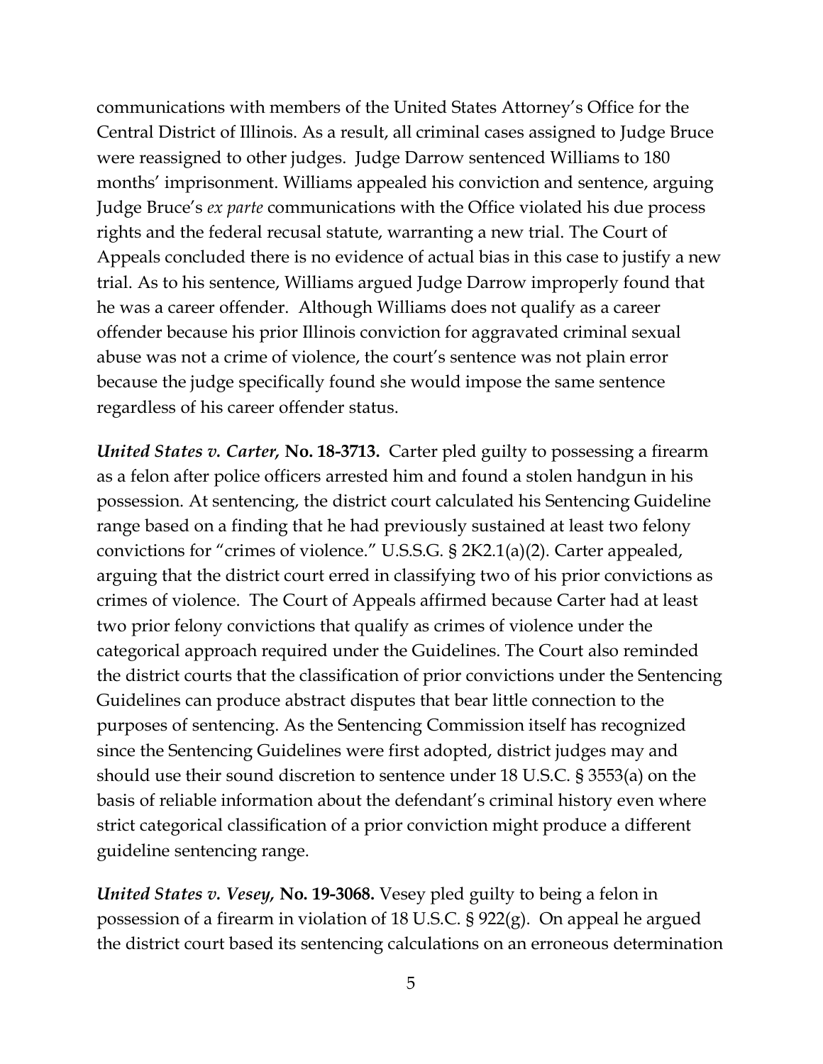communications with members of the United States Attorney's Office for the Central District of Illinois. As a result, all criminal cases assigned to Judge Bruce were reassigned to other judges. Judge Darrow sentenced Williams to 180 months' imprisonment. Williams appealed his conviction and sentence, arguing Judge Bruce's *ex parte* communications with the Office violated his due process rights and the federal recusal statute, warranting a new trial. The Court of Appeals concluded there is no evidence of actual bias in this case to justify a new trial. As to his sentence, Williams argued Judge Darrow improperly found that he was a career offender. Although Williams does not qualify as a career offender because his prior Illinois conviction for aggravated criminal sexual abuse was not a crime of violence, the court's sentence was not plain error because the judge specifically found she would impose the same sentence regardless of his career offender status.

***United States v. Carter,* No. 18-3713.** Carter pled guilty to possessing a firearm as a felon after police officers arrested him and found a stolen handgun in his possession. At sentencing, the district court calculated his Sentencing Guideline range based on a finding that he had previously sustained at least two felony convictions for "crimes of violence." U.S.S.G. § 2K2.1(a)(2). Carter appealed, arguing that the district court erred in classifying two of his prior convictions as crimes of violence. The Court of Appeals affirmed because Carter had at least two prior felony convictions that qualify as crimes of violence under the categorical approach required under the Guidelines. The Court also reminded the district courts that the classification of prior convictions under the Sentencing Guidelines can produce abstract disputes that bear little connection to the purposes of sentencing. As the Sentencing Commission itself has recognized since the Sentencing Guidelines were first adopted, district judges may and should use their sound discretion to sentence under 18 U.S.C. § 3553(a) on the basis of reliable information about the defendant's criminal history even where strict categorical classification of a prior conviction might produce a different guideline sentencing range.

***United States v. Vesey,* No. 19-3068.** Vesey pled guilty to being a felon in possession of a firearm in violation of 18 U.S.C. § 922(g). On appeal he argued the district court based its sentencing calculations on an erroneous determination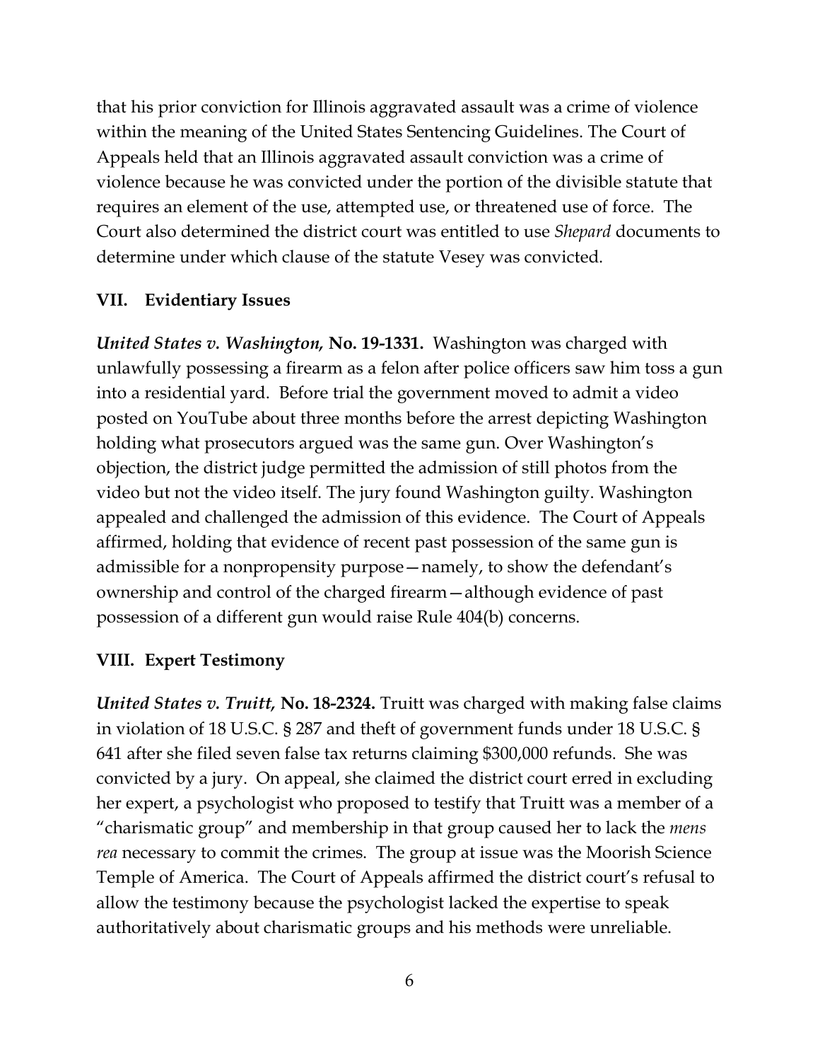that his prior conviction for Illinois aggravated assault was a crime of violence within the meaning of the United States Sentencing Guidelines. The Court of Appeals held that an Illinois aggravated assault conviction was a crime of violence because he was convicted under the portion of the divisible statute that requires an element of the use, attempted use, or threatened use of force. The Court also determined the district court was entitled to use *Shepard* documents to determine under which clause of the statute Vesey was convicted.

## VII. Evidentiary Issues

***United States v. Washington,* No. 19-1331.** Washington was charged with unlawfully possessing a firearm as a felon after police officers saw him toss a gun into a residential yard. Before trial the government moved to admit a video posted on YouTube about three months before the arrest depicting Washington holding what prosecutors argued was the same gun. Over Washington's objection, the district judge permitted the admission of still photos from the video but not the video itself. The jury found Washington guilty. Washington appealed and challenged the admission of this evidence. The Court of Appeals affirmed, holding that evidence of recent past possession of the same gun is admissible for a nonpropensity purpose—namely, to show the defendant's ownership and control of the charged firearm—although evidence of past possession of a different gun would raise Rule 404(b) concerns.

## VIII. Expert Testimony

***United States v. Truitt,* No. 18-2324.** Truitt was charged with making false claims in violation of 18 U.S.C. § 287 and theft of government funds under 18 U.S.C. § 641 after she filed seven false tax returns claiming $300,000 refunds. She was convicted by a jury. On appeal, she claimed the district court erred in excluding her expert, a psychologist who proposed to testify that Truitt was a member of a "charismatic group" and membership in that group caused her to lack the *mens rea* necessary to commit the crimes. The group at issue was the Moorish Science Temple of America. The Court of Appeals affirmed the district court's refusal to allow the testimony because the psychologist lacked the expertise to speak authoritatively about charismatic groups and his methods were unreliable.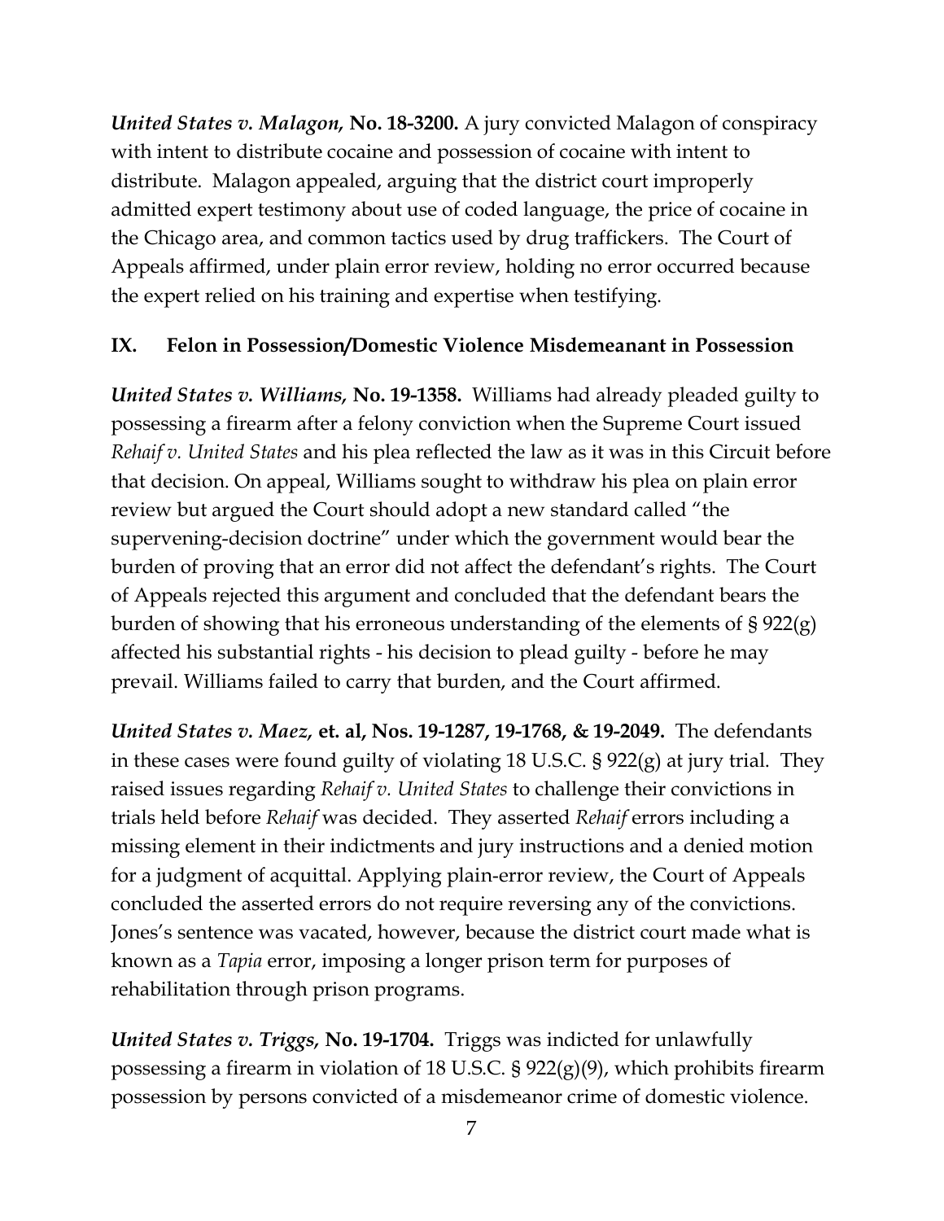***United States v. Malagon,* No. 18-3200.** A jury convicted Malagon of conspiracy with intent to distribute cocaine and possession of cocaine with intent to distribute. Malagon appealed, arguing that the district court improperly admitted expert testimony about use of coded language, the price of cocaine in the Chicago area, and common tactics used by drug traffickers. The Court of Appeals affirmed, under plain error review, holding no error occurred because the expert relied on his training and expertise when testifying.

## IX. Felon in Possession/Domestic Violence Misdemeanant in Possession

***United States v. Williams,* No. 19-1358.** Williams had already pleaded guilty to possessing a firearm after a felony conviction when the Supreme Court issued *Rehaif v. United States* and his plea reflected the law as it was in this Circuit before that decision. On appeal, Williams sought to withdraw his plea on plain error review but argued the Court should adopt a new standard called "the supervening-decision doctrine" under which the government would bear the burden of proving that an error did not affect the defendant's rights. The Court of Appeals rejected this argument and concluded that the defendant bears the burden of showing that his erroneous understanding of the elements of § 922(g) affected his substantial rights - his decision to plead guilty - before he may prevail. Williams failed to carry that burden, and the Court affirmed.

***United States v. Maez,* et. al, Nos. 19-1287, 19-1768, & 19-2049.** The defendants in these cases were found guilty of violating 18 U.S.C. § 922(g) at jury trial. They raised issues regarding *Rehaif v. United States* to challenge their convictions in trials held before *Rehaif* was decided. They asserted *Rehaif* errors including a missing element in their indictments and jury instructions and a denied motion for a judgment of acquittal. Applying plain-error review, the Court of Appeals concluded the asserted errors do not require reversing any of the convictions. Jones's sentence was vacated, however, because the district court made what is known as a *Tapia* error, imposing a longer prison term for purposes of rehabilitation through prison programs.

***United States v. Triggs,* No. 19-1704.** Triggs was indicted for unlawfully possessing a firearm in violation of 18 U.S.C. § 922(g)(9), which prohibits firearm possession by persons convicted of a misdemeanor crime of domestic violence.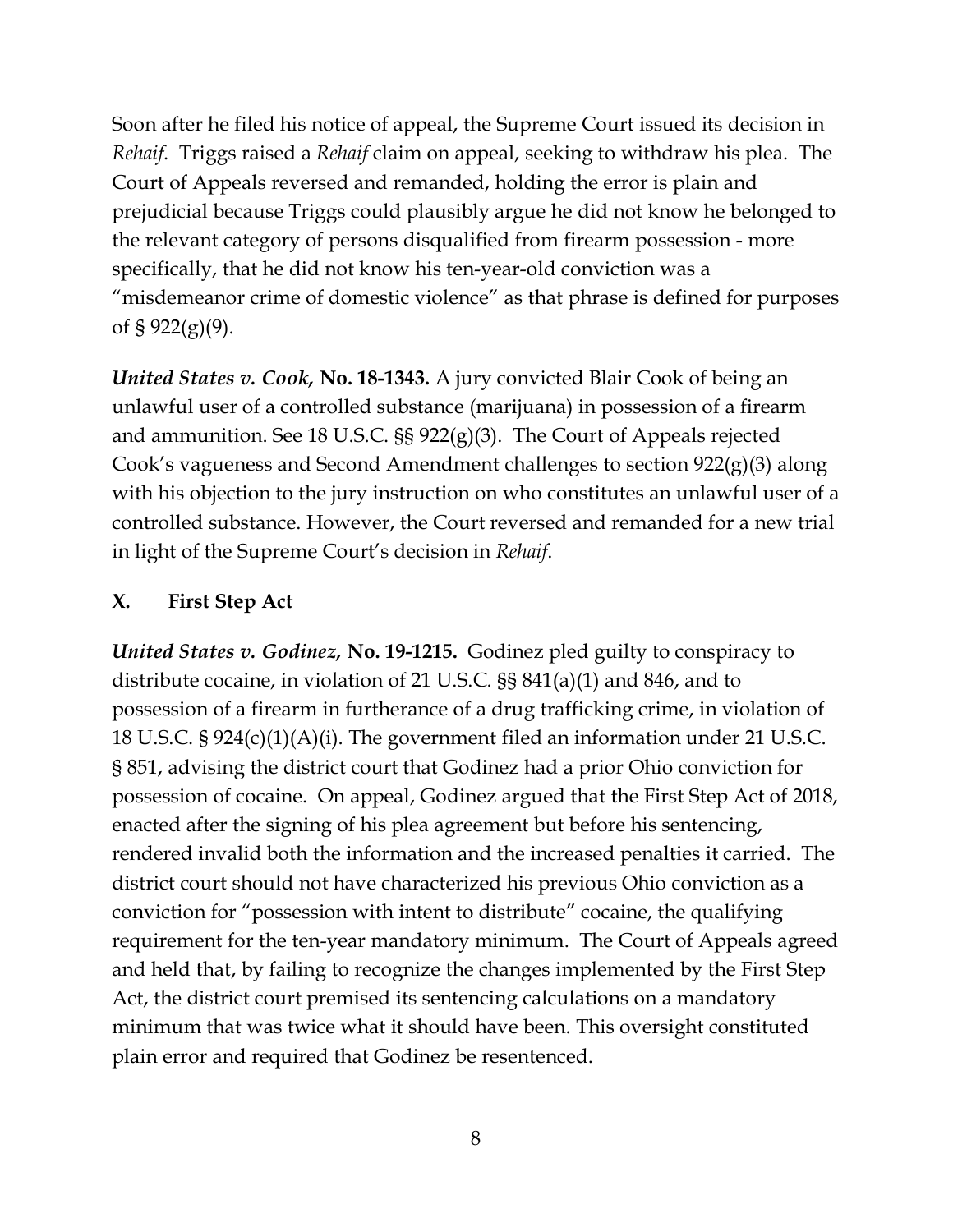Soon after he filed his notice of appeal, the Supreme Court issued its decision in *Rehaif*. Triggs raised a *Rehaif* claim on appeal, seeking to withdraw his plea. The Court of Appeals reversed and remanded, holding the error is plain and prejudicial because Triggs could plausibly argue he did not know he belonged to the relevant category of persons disqualified from firearm possession - more specifically, that he did not know his ten-year-old conviction was a "misdemeanor crime of domestic violence" as that phrase is defined for purposes of § 922(g)(9).

***United States v. Cook*, No. 18-1343.** A jury convicted Blair Cook of being an unlawful user of a controlled substance (marijuana) in possession of a firearm and ammunition. See 18 U.S.C. §§ 922(g)(3). The Court of Appeals rejected Cook's vagueness and Second Amendment challenges to section 922(g)(3) along with his objection to the jury instruction on who constitutes an unlawful user of a controlled substance. However, the Court reversed and remanded for a new trial in light of the Supreme Court's decision in *Rehaif*.

## X. First Step Act

***United States v. Godinez*, No. 19-1215.** Godinez pled guilty to conspiracy to distribute cocaine, in violation of 21 U.S.C. §§ 841(a)(1) and 846, and to possession of a firearm in furtherance of a drug trafficking crime, in violation of 18 U.S.C. § 924(c)(1)(A)(i). The government filed an information under 21 U.S.C. § 851, advising the district court that Godinez had a prior Ohio conviction for possession of cocaine. On appeal, Godinez argued that the First Step Act of 2018, enacted after the signing of his plea agreement but before his sentencing, rendered invalid both the information and the increased penalties it carried. The district court should not have characterized his previous Ohio conviction as a conviction for "possession with intent to distribute" cocaine, the qualifying requirement for the ten-year mandatory minimum. The Court of Appeals agreed and held that, by failing to recognize the changes implemented by the First Step Act, the district court premised its sentencing calculations on a mandatory minimum that was twice what it should have been. This oversight constituted plain error and required that Godinez be resentenced.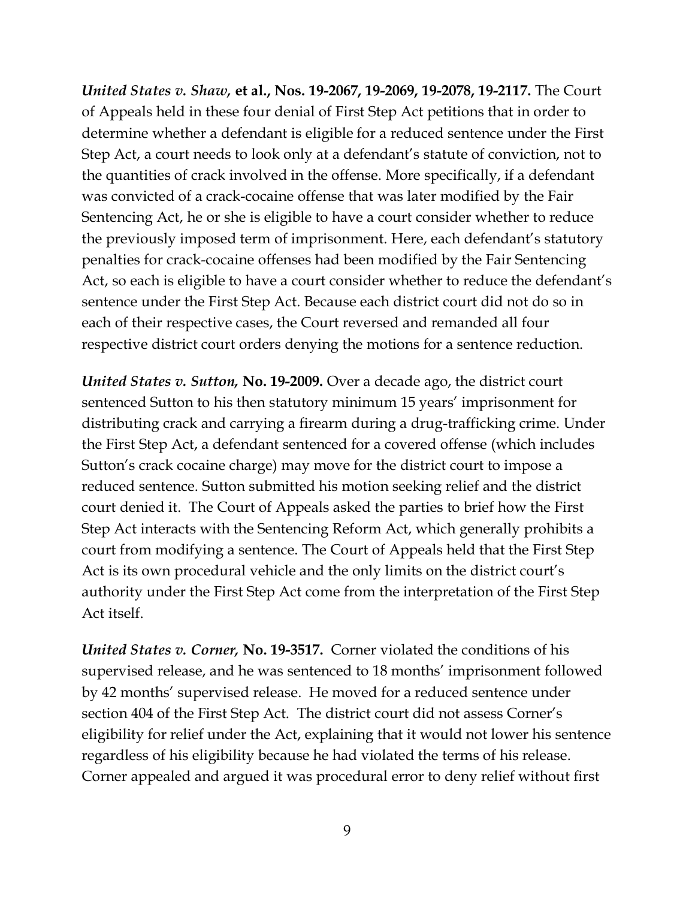***United States v. Shaw,* et al., Nos. 19-2067, 19-2069, 19-2078, 19-2117.** The Court of Appeals held in these four denial of First Step Act petitions that in order to determine whether a defendant is eligible for a reduced sentence under the First Step Act, a court needs to look only at a defendant's statute of conviction, not to the quantities of crack involved in the offense. More specifically, if a defendant was convicted of a crack-cocaine offense that was later modified by the Fair Sentencing Act, he or she is eligible to have a court consider whether to reduce the previously imposed term of imprisonment. Here, each defendant's statutory penalties for crack-cocaine offenses had been modified by the Fair Sentencing Act, so each is eligible to have a court consider whether to reduce the defendant's sentence under the First Step Act. Because each district court did not do so in each of their respective cases, the Court reversed and remanded all four respective district court orders denying the motions for a sentence reduction.

***United States v. Sutton,* No. 19-2009.** Over a decade ago, the district court sentenced Sutton to his then statutory minimum 15 years' imprisonment for distributing crack and carrying a firearm during a drug-trafficking crime. Under the First Step Act, a defendant sentenced for a covered offense (which includes Sutton's crack cocaine charge) may move for the district court to impose a reduced sentence. Sutton submitted his motion seeking relief and the district court denied it. The Court of Appeals asked the parties to brief how the First Step Act interacts with the Sentencing Reform Act, which generally prohibits a court from modifying a sentence. The Court of Appeals held that the First Step Act is its own procedural vehicle and the only limits on the district court's authority under the First Step Act come from the interpretation of the First Step Act itself.

***United States v. Corner,* No. 19-3517.** Corner violated the conditions of his supervised release, and he was sentenced to 18 months' imprisonment followed by 42 months' supervised release. He moved for a reduced sentence under section 404 of the First Step Act. The district court did not assess Corner's eligibility for relief under the Act, explaining that it would not lower his sentence regardless of his eligibility because he had violated the terms of his release. Corner appealed and argued it was procedural error to deny relief without first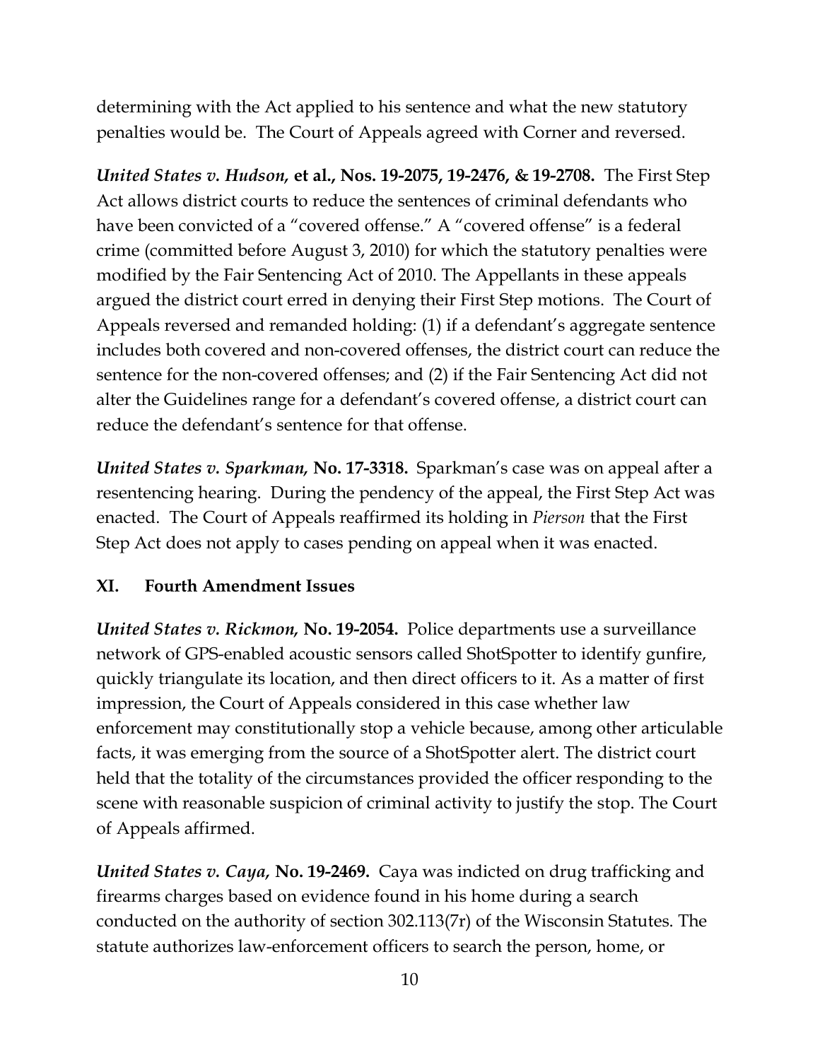determining with the Act applied to his sentence and what the new statutory penalties would be. The Court of Appeals agreed with Corner and reversed.

***United States v. Hudson,* et al., Nos. 19-2075, 19-2476, & 19-2708.** The First Step Act allows district courts to reduce the sentences of criminal defendants who have been convicted of a "covered offense." A "covered offense" is a federal crime (committed before August 3, 2010) for which the statutory penalties were modified by the Fair Sentencing Act of 2010. The Appellants in these appeals argued the district court erred in denying their First Step motions. The Court of Appeals reversed and remanded holding: (1) if a defendant's aggregate sentence includes both covered and non-covered offenses, the district court can reduce the sentence for the non-covered offenses; and (2) if the Fair Sentencing Act did not alter the Guidelines range for a defendant's covered offense, a district court can reduce the defendant's sentence for that offense.

***United States v. Sparkman,* No. 17-3318.** Sparkman's case was on appeal after a resentencing hearing. During the pendency of the appeal, the First Step Act was enacted. The Court of Appeals reaffirmed its holding in *Pierson* that the First Step Act does not apply to cases pending on appeal when it was enacted.

## XI. Fourth Amendment Issues

***United States v. Rickmon,* No. 19-2054.** Police departments use a surveillance network of GPS-enabled acoustic sensors called ShotSpotter to identify gunfire, quickly triangulate its location, and then direct officers to it. As a matter of first impression, the Court of Appeals considered in this case whether law enforcement may constitutionally stop a vehicle because, among other articulable facts, it was emerging from the source of a ShotSpotter alert. The district court held that the totality of the circumstances provided the officer responding to the scene with reasonable suspicion of criminal activity to justify the stop. The Court of Appeals affirmed.

***United States v. Caya,* No. 19-2469.** Caya was indicted on drug trafficking and firearms charges based on evidence found in his home during a search conducted on the authority of section 302.113(7r) of the Wisconsin Statutes. The statute authorizes law-enforcement officers to search the person, home, or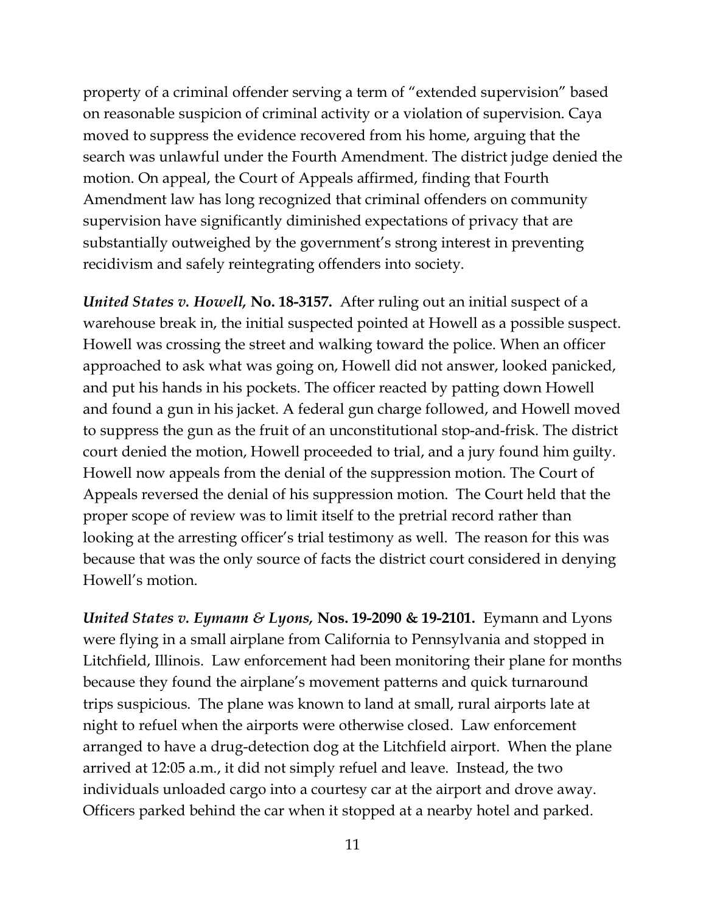property of a criminal offender serving a term of "extended supervision" based on reasonable suspicion of criminal activity or a violation of supervision. Caya moved to suppress the evidence recovered from his home, arguing that the search was unlawful under the Fourth Amendment. The district judge denied the motion. On appeal, the Court of Appeals affirmed, finding that Fourth Amendment law has long recognized that criminal offenders on community supervision have significantly diminished expectations of privacy that are substantially outweighed by the government's strong interest in preventing recidivism and safely reintegrating offenders into society.

***United States v. Howell*, No. 18-3157.** After ruling out an initial suspect of a warehouse break in, the initial suspected pointed at Howell as a possible suspect. Howell was crossing the street and walking toward the police. When an officer approached to ask what was going on, Howell did not answer, looked panicked, and put his hands in his pockets. The officer reacted by patting down Howell and found a gun in his jacket. A federal gun charge followed, and Howell moved to suppress the gun as the fruit of an unconstitutional stop-and-frisk. The district court denied the motion, Howell proceeded to trial, and a jury found him guilty. Howell now appeals from the denial of the suppression motion. The Court of Appeals reversed the denial of his suppression motion. The Court held that the proper scope of review was to limit itself to the pretrial record rather than looking at the arresting officer's trial testimony as well. The reason for this was because that was the only source of facts the district court considered in denying Howell's motion.

***United States v. Eymann & Lyons*, Nos. 19-2090 & 19-2101.** Eymann and Lyons were flying in a small airplane from California to Pennsylvania and stopped in Litchfield, Illinois. Law enforcement had been monitoring their plane for months because they found the airplane's movement patterns and quick turnaround trips suspicious. The plane was known to land at small, rural airports late at night to refuel when the airports were otherwise closed. Law enforcement arranged to have a drug-detection dog at the Litchfield airport. When the plane arrived at 12:05 a.m., it did not simply refuel and leave. Instead, the two individuals unloaded cargo into a courtesy car at the airport and drove away. Officers parked behind the car when it stopped at a nearby hotel and parked.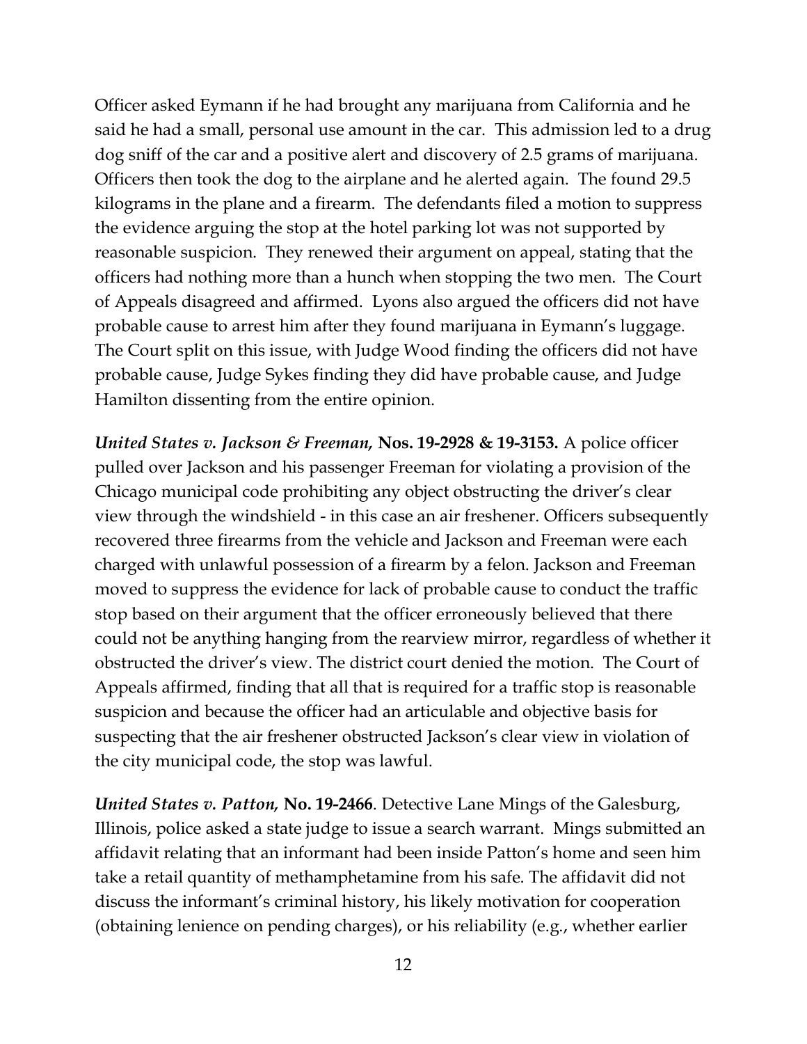Officer asked Eymann if he had brought any marijuana from California and he said he had a small, personal use amount in the car. This admission led to a drug dog sniff of the car and a positive alert and discovery of 2.5 grams of marijuana. Officers then took the dog to the airplane and he alerted again. The found 29.5 kilograms in the plane and a firearm. The defendants filed a motion to suppress the evidence arguing the stop at the hotel parking lot was not supported by reasonable suspicion. They renewed their argument on appeal, stating that the officers had nothing more than a hunch when stopping the two men. The Court of Appeals disagreed and affirmed. Lyons also argued the officers did not have probable cause to arrest him after they found marijuana in Eymann's luggage. The Court split on this issue, with Judge Wood finding the officers did not have probable cause, Judge Sykes finding they did have probable cause, and Judge Hamilton dissenting from the entire opinion.

***United States v. Jackson & Freeman,* Nos. 19-2928 & 19-3153.** A police officer pulled over Jackson and his passenger Freeman for violating a provision of the Chicago municipal code prohibiting any object obstructing the driver's clear view through the windshield - in this case an air freshener. Officers subsequently recovered three firearms from the vehicle and Jackson and Freeman were each charged with unlawful possession of a firearm by a felon. Jackson and Freeman moved to suppress the evidence for lack of probable cause to conduct the traffic stop based on their argument that the officer erroneously believed that there could not be anything hanging from the rearview mirror, regardless of whether it obstructed the driver's view. The district court denied the motion. The Court of Appeals affirmed, finding that all that is required for a traffic stop is reasonable suspicion and because the officer had an articulable and objective basis for suspecting that the air freshener obstructed Jackson's clear view in violation of the city municipal code, the stop was lawful.

***United States v. Patton,* No. 19-2466**. Detective Lane Mings of the Galesburg, Illinois, police asked a state judge to issue a search warrant. Mings submitted an affidavit relating that an informant had been inside Patton's home and seen him take a retail quantity of methamphetamine from his safe. The affidavit did not discuss the informant's criminal history, his likely motivation for cooperation (obtaining lenience on pending charges), or his reliability (e.g., whether earlier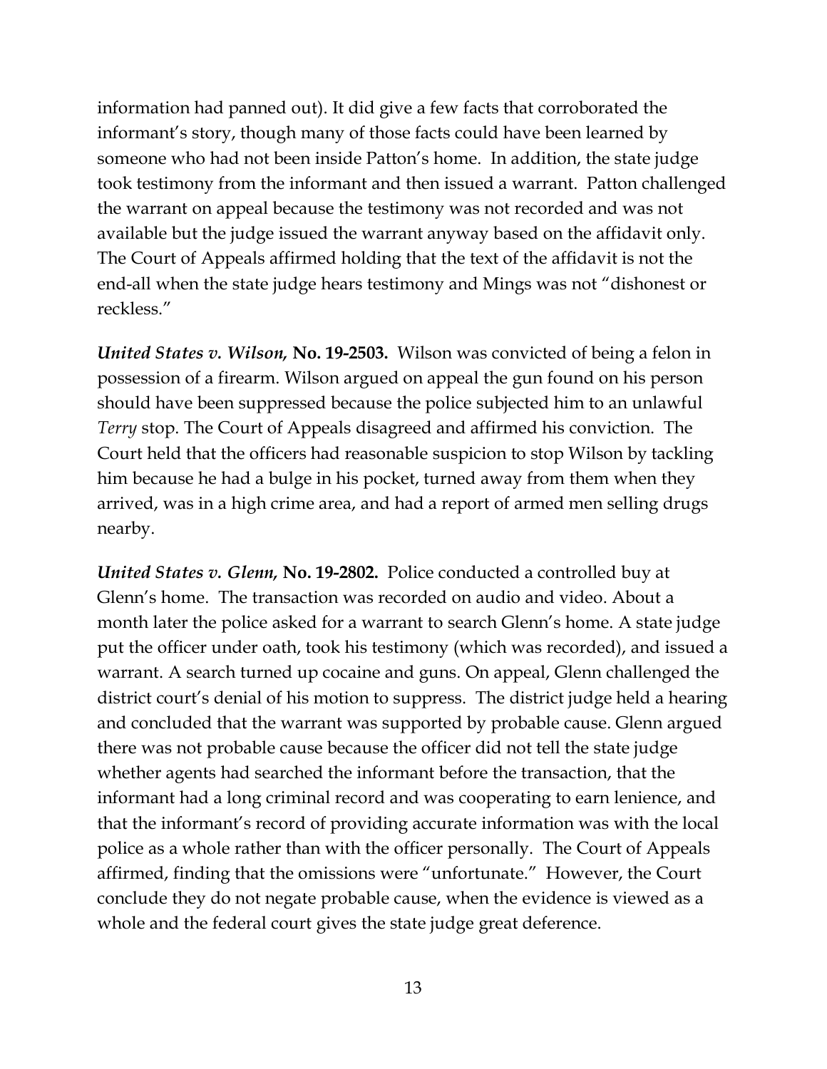information had panned out). It did give a few facts that corroborated the informant's story, though many of those facts could have been learned by someone who had not been inside Patton's home. In addition, the state judge took testimony from the informant and then issued a warrant. Patton challenged the warrant on appeal because the testimony was not recorded and was not available but the judge issued the warrant anyway based on the affidavit only. The Court of Appeals affirmed holding that the text of the affidavit is not the end-all when the state judge hears testimony and Mings was not "dishonest or reckless."

***United States v. Wilson,* No. 19-2503.** Wilson was convicted of being a felon in possession of a firearm. Wilson argued on appeal the gun found on his person should have been suppressed because the police subjected him to an unlawful *Terry* stop. The Court of Appeals disagreed and affirmed his conviction. The Court held that the officers had reasonable suspicion to stop Wilson by tackling him because he had a bulge in his pocket, turned away from them when they arrived, was in a high crime area, and had a report of armed men selling drugs nearby.

***United States v. Glenn,* No. 19-2802.** Police conducted a controlled buy at Glenn's home. The transaction was recorded on audio and video. About a month later the police asked for a warrant to search Glenn's home. A state judge put the officer under oath, took his testimony (which was recorded), and issued a warrant. A search turned up cocaine and guns. On appeal, Glenn challenged the district court's denial of his motion to suppress. The district judge held a hearing and concluded that the warrant was supported by probable cause. Glenn argued there was not probable cause because the officer did not tell the state judge whether agents had searched the informant before the transaction, that the informant had a long criminal record and was cooperating to earn lenience, and that the informant's record of providing accurate information was with the local police as a whole rather than with the officer personally. The Court of Appeals affirmed, finding that the omissions were "unfortunate." However, the Court conclude they do not negate probable cause, when the evidence is viewed as a whole and the federal court gives the state judge great deference.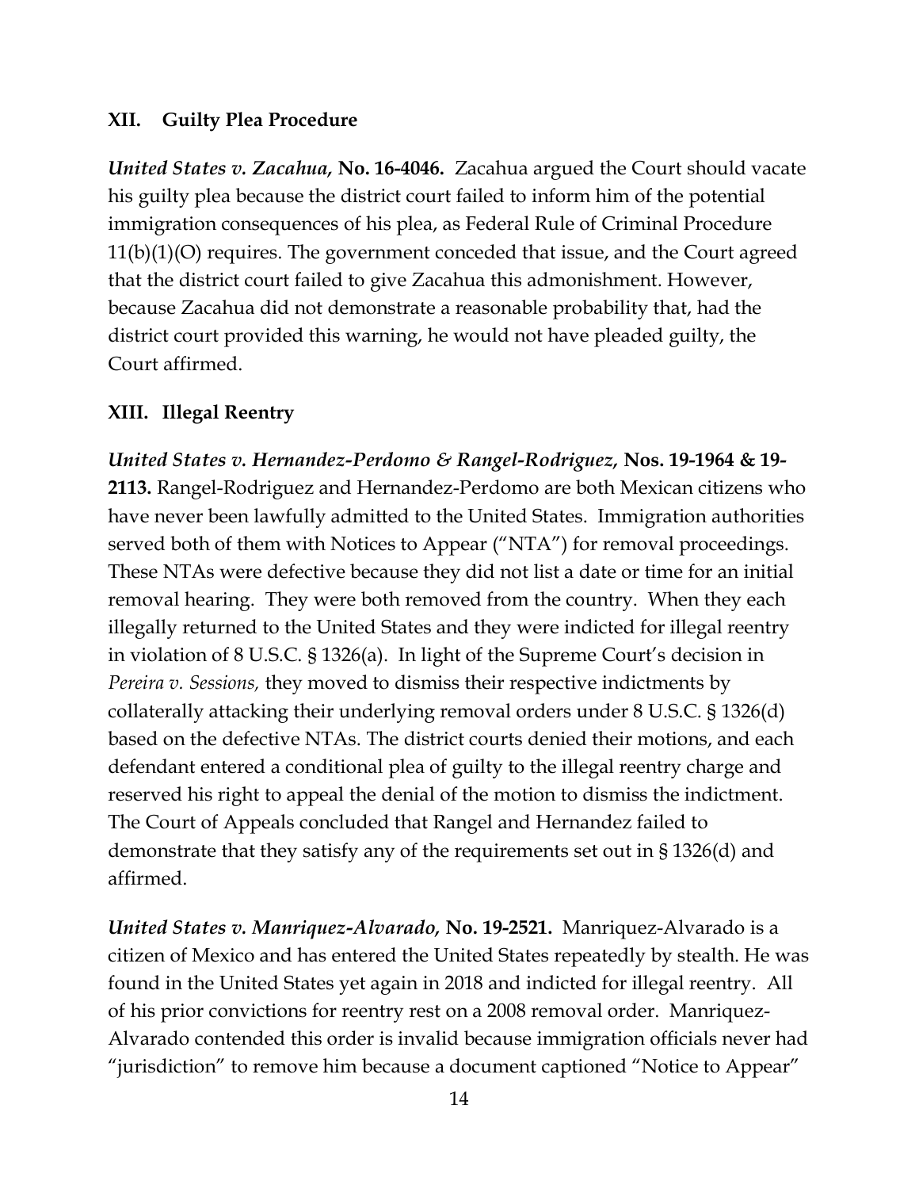## XII. Guilty Plea Procedure

***United States v. Zacahua*, No. 16-4046.** Zacahua argued the Court should vacate his guilty plea because the district court failed to inform him of the potential immigration consequences of his plea, as Federal Rule of Criminal Procedure 11(b)(1)(O) requires. The government conceded that issue, and the Court agreed that the district court failed to give Zacahua this admonishment. However, because Zacahua did not demonstrate a reasonable probability that, had the district court provided this warning, he would not have pleaded guilty, the Court affirmed.

## XIII. Illegal Reentry

***United States v. Hernandez-Perdomo & Rangel-Rodriguez*, Nos. 19-1964 & 19-2113.** Rangel-Rodriguez and Hernandez-Perdomo are both Mexican citizens who have never been lawfully admitted to the United States. Immigration authorities served both of them with Notices to Appear ("NTA") for removal proceedings. These NTAs were defective because they did not list a date or time for an initial removal hearing. They were both removed from the country. When they each illegally returned to the United States and they were indicted for illegal reentry in violation of 8 U.S.C. § 1326(a). In light of the Supreme Court's decision in *Pereira v. Sessions,* they moved to dismiss their respective indictments by collaterally attacking their underlying removal orders under 8 U.S.C. § 1326(d) based on the defective NTAs. The district courts denied their motions, and each defendant entered a conditional plea of guilty to the illegal reentry charge and reserved his right to appeal the denial of the motion to dismiss the indictment. The Court of Appeals concluded that Rangel and Hernandez failed to demonstrate that they satisfy any of the requirements set out in § 1326(d) and affirmed.

***United States v. Manriquez-Alvarado*, No. 19-2521.** Manriquez-Alvarado is a citizen of Mexico and has entered the United States repeatedly by stealth. He was found in the United States yet again in 2018 and indicted for illegal reentry. All of his prior convictions for reentry rest on a 2008 removal order. Manriquez-Alvarado contended this order is invalid because immigration officials never had "jurisdiction" to remove him because a document captioned "Notice to Appear"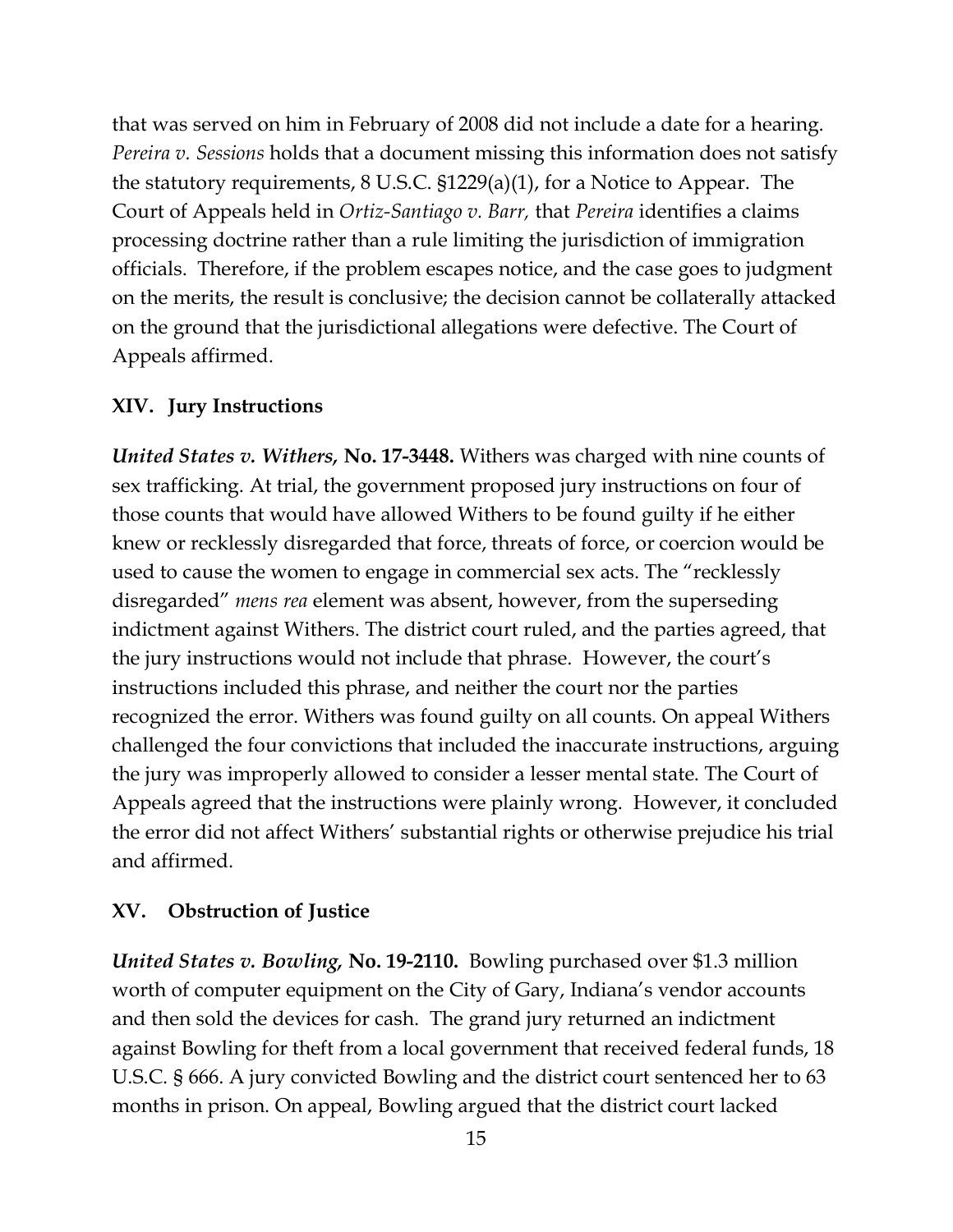that was served on him in February of 2008 did not include a date for a hearing. *Pereira v. Sessions* holds that a document missing this information does not satisfy the statutory requirements, 8 U.S.C. §1229(a)(1), for a Notice to Appear. The Court of Appeals held in *Ortiz-Santiago v. Barr,* that *Pereira* identifies a claims processing doctrine rather than a rule limiting the jurisdiction of immigration officials. Therefore, if the problem escapes notice, and the case goes to judgment on the merits, the result is conclusive; the decision cannot be collaterally attacked on the ground that the jurisdictional allegations were defective. The Court of Appeals affirmed.

## XIV. Jury Instructions

***United States v. Withers,* No. 17-3448.** Withers was charged with nine counts of sex trafficking. At trial, the government proposed jury instructions on four of those counts that would have allowed Withers to be found guilty if he either knew or recklessly disregarded that force, threats of force, or coercion would be used to cause the women to engage in commercial sex acts. The "recklessly disregarded" *mens rea* element was absent, however, from the superseding indictment against Withers. The district court ruled, and the parties agreed, that the jury instructions would not include that phrase. However, the court's instructions included this phrase, and neither the court nor the parties recognized the error. Withers was found guilty on all counts. On appeal Withers challenged the four convictions that included the inaccurate instructions, arguing the jury was improperly allowed to consider a lesser mental state. The Court of Appeals agreed that the instructions were plainly wrong. However, it concluded the error did not affect Withers' substantial rights or otherwise prejudice his trial and affirmed.

## XV. Obstruction of Justice

***United States v. Bowling,* No. 19-2110.** Bowling purchased over $1.3 million worth of computer equipment on the City of Gary, Indiana's vendor accounts and then sold the devices for cash. The grand jury returned an indictment against Bowling for theft from a local government that received federal funds, 18 U.S.C. § 666. A jury convicted Bowling and the district court sentenced her to 63 months in prison. On appeal, Bowling argued that the district court lacked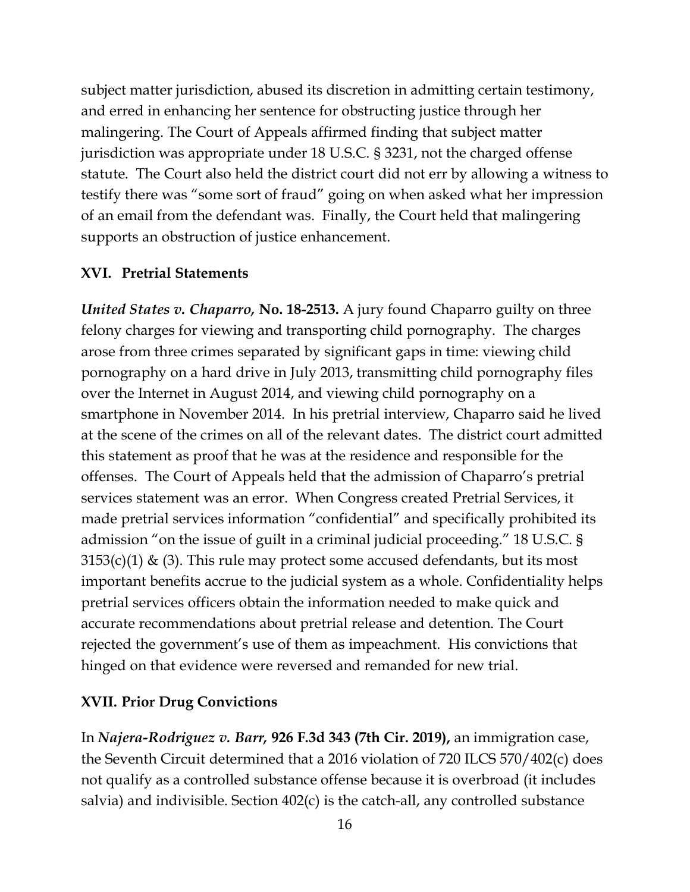subject matter jurisdiction, abused its discretion in admitting certain testimony, and erred in enhancing her sentence for obstructing justice through her malingering. The Court of Appeals affirmed finding that subject matter jurisdiction was appropriate under 18 U.S.C. § 3231, not the charged offense statute. The Court also held the district court did not err by allowing a witness to testify there was "some sort of fraud" going on when asked what her impression of an email from the defendant was. Finally, the Court held that malingering supports an obstruction of justice enhancement.

## XVI. Pretrial Statements

***United States v. Chaparro,* No. 18-2513.** A jury found Chaparro guilty on three felony charges for viewing and transporting child pornography. The charges arose from three crimes separated by significant gaps in time: viewing child pornography on a hard drive in July 2013, transmitting child pornography files over the Internet in August 2014, and viewing child pornography on a smartphone in November 2014. In his pretrial interview, Chaparro said he lived at the scene of the crimes on all of the relevant dates. The district court admitted this statement as proof that he was at the residence and responsible for the offenses. The Court of Appeals held that the admission of Chaparro's pretrial services statement was an error. When Congress created Pretrial Services, it made pretrial services information "confidential" and specifically prohibited its admission "on the issue of guilt in a criminal judicial proceeding." 18 U.S.C. § 3153(c)(1) & (3). This rule may protect some accused defendants, but its most important benefits accrue to the judicial system as a whole. Confidentiality helps pretrial services officers obtain the information needed to make quick and accurate recommendations about pretrial release and detention. The Court rejected the government's use of them as impeachment. His convictions that hinged on that evidence were reversed and remanded for new trial.

## XVII. Prior Drug Convictions

In ***Najera-Rodriguez v. Barr,* 926 F.3d 343 (7th Cir. 2019),** an immigration case, the Seventh Circuit determined that a 2016 violation of 720 ILCS 570/402(c) does not qualify as a controlled substance offense because it is overbroad (it includes salvia) and indivisible. Section 402(c) is the catch-all, any controlled substance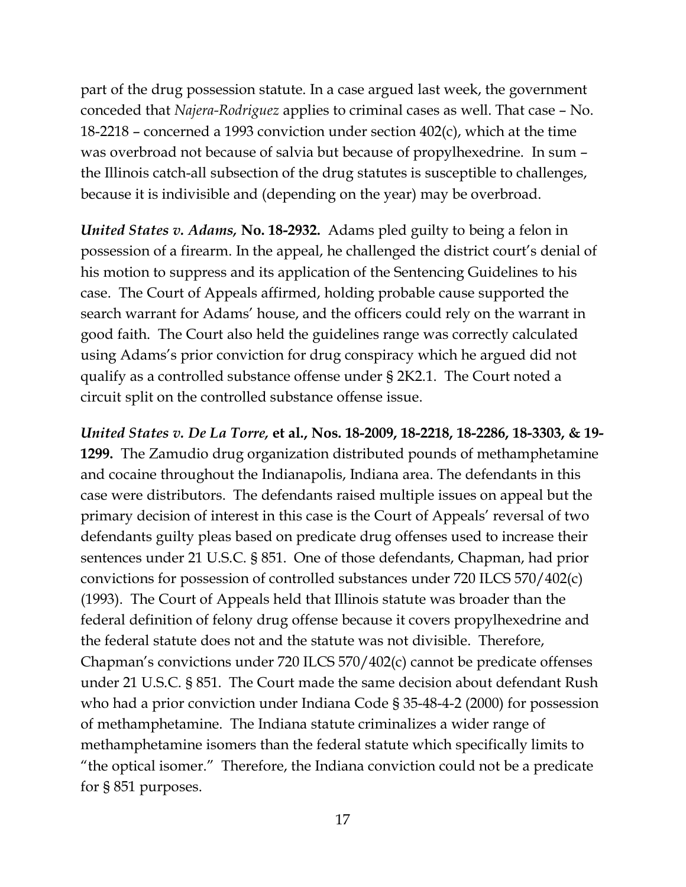part of the drug possession statute. In a case argued last week, the government conceded that *Najera-Rodriguez* applies to criminal cases as well. That case – No. 18-2218 – concerned a 1993 conviction under section 402(c), which at the time was overbroad not because of salvia but because of propylhexedrine. In sum – the Illinois catch-all subsection of the drug statutes is susceptible to challenges, because it is indivisible and (depending on the year) may be overbroad.

***United States v. Adams*, No. 18-2932.** Adams pled guilty to being a felon in possession of a firearm. In the appeal, he challenged the district court's denial of his motion to suppress and its application of the Sentencing Guidelines to his case. The Court of Appeals affirmed, holding probable cause supported the search warrant for Adams' house, and the officers could rely on the warrant in good faith. The Court also held the guidelines range was correctly calculated using Adams's prior conviction for drug conspiracy which he argued did not qualify as a controlled substance offense under § 2K2.1. The Court noted a circuit split on the controlled substance offense issue.

***United States v. De La Torre*, et al., Nos. 18-2009, 18-2218, 18-2286, 18-3303, & 19-1299.** The Zamudio drug organization distributed pounds of methamphetamine and cocaine throughout the Indianapolis, Indiana area. The defendants in this case were distributors. The defendants raised multiple issues on appeal but the primary decision of interest in this case is the Court of Appeals' reversal of two defendants guilty pleas based on predicate drug offenses used to increase their sentences under 21 U.S.C. § 851. One of those defendants, Chapman, had prior convictions for possession of controlled substances under 720 ILCS 570/402(c) (1993). The Court of Appeals held that Illinois statute was broader than the federal definition of felony drug offense because it covers propylhexedrine and the federal statute does not and the statute was not divisible. Therefore, Chapman's convictions under 720 ILCS 570/402(c) cannot be predicate offenses under 21 U.S.C. § 851. The Court made the same decision about defendant Rush who had a prior conviction under Indiana Code § 35-48-4-2 (2000) for possession of methamphetamine. The Indiana statute criminalizes a wider range of methamphetamine isomers than the federal statute which specifically limits to "the optical isomer." Therefore, the Indiana conviction could not be a predicate for § 851 purposes.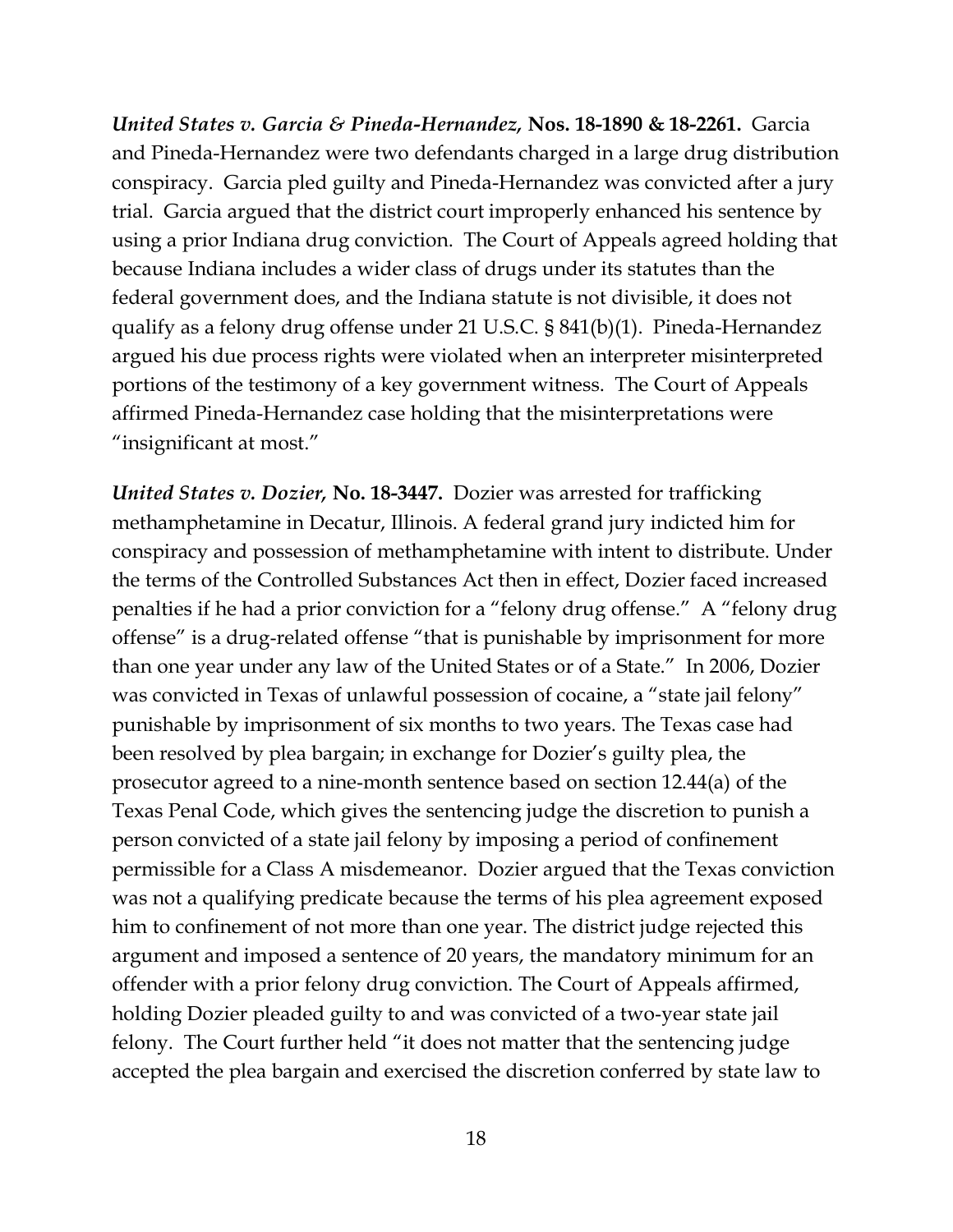***United States v. Garcia & Pineda-Hernandez,* Nos. 18-1890 & 18-2261.** Garcia and Pineda-Hernandez were two defendants charged in a large drug distribution conspiracy. Garcia pled guilty and Pineda-Hernandez was convicted after a jury trial. Garcia argued that the district court improperly enhanced his sentence by using a prior Indiana drug conviction. The Court of Appeals agreed holding that because Indiana includes a wider class of drugs under its statutes than the federal government does, and the Indiana statute is not divisible, it does not qualify as a felony drug offense under 21 U.S.C. § 841(b)(1). Pineda-Hernandez argued his due process rights were violated when an interpreter misinterpreted portions of the testimony of a key government witness. The Court of Appeals affirmed Pineda-Hernandez case holding that the misinterpretations were "insignificant at most."

***United States v. Dozier,* No. 18-3447.** Dozier was arrested for trafficking methamphetamine in Decatur, Illinois. A federal grand jury indicted him for conspiracy and possession of methamphetamine with intent to distribute. Under the terms of the Controlled Substances Act then in effect, Dozier faced increased penalties if he had a prior conviction for a "felony drug offense." A "felony drug offense" is a drug-related offense "that is punishable by imprisonment for more than one year under any law of the United States or of a State." In 2006, Dozier was convicted in Texas of unlawful possession of cocaine, a "state jail felony" punishable by imprisonment of six months to two years. The Texas case had been resolved by plea bargain; in exchange for Dozier's guilty plea, the prosecutor agreed to a nine-month sentence based on section 12.44(a) of the Texas Penal Code, which gives the sentencing judge the discretion to punish a person convicted of a state jail felony by imposing a period of confinement permissible for a Class A misdemeanor. Dozier argued that the Texas conviction was not a qualifying predicate because the terms of his plea agreement exposed him to confinement of not more than one year. The district judge rejected this argument and imposed a sentence of 20 years, the mandatory minimum for an offender with a prior felony drug conviction. The Court of Appeals affirmed, holding Dozier pleaded guilty to and was convicted of a two-year state jail felony. The Court further held "it does not matter that the sentencing judge accepted the plea bargain and exercised the discretion conferred by state law to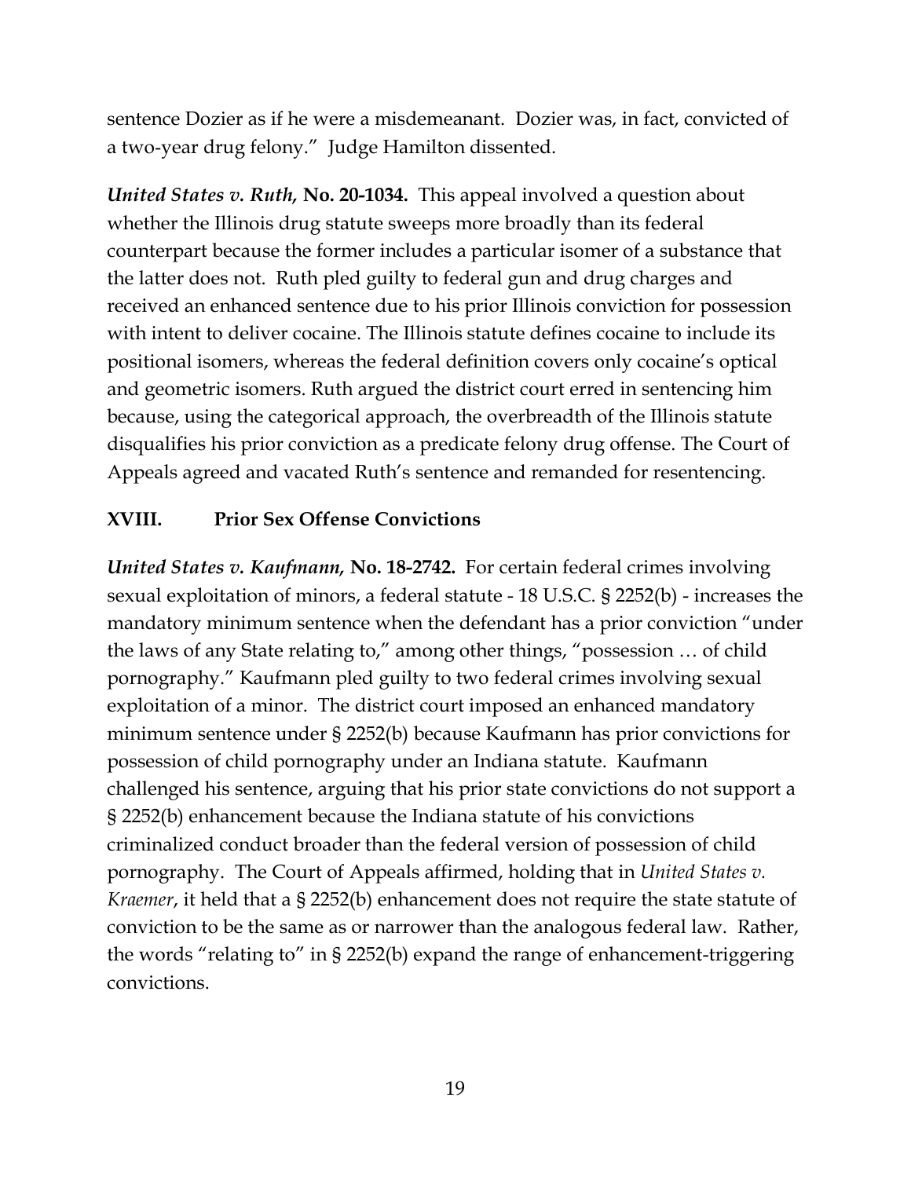sentence Dozier as if he were a misdemeanant. Dozier was, in fact, convicted of a two-year drug felony." Judge Hamilton dissented.

***United States v. Ruth,* No. 20-1034.** This appeal involved a question about whether the Illinois drug statute sweeps more broadly than its federal counterpart because the former includes a particular isomer of a substance that the latter does not. Ruth pled guilty to federal gun and drug charges and received an enhanced sentence due to his prior Illinois conviction for possession with intent to deliver cocaine. The Illinois statute defines cocaine to include its positional isomers, whereas the federal definition covers only cocaine's optical and geometric isomers. Ruth argued the district court erred in sentencing him because, using the categorical approach, the overbreadth of the Illinois statute disqualifies his prior conviction as a predicate felony drug offense. The Court of Appeals agreed and vacated Ruth's sentence and remanded for resentencing.

## XVIII. Prior Sex Offense Convictions

***United States v. Kaufmann,* No. 18-2742.** For certain federal crimes involving sexual exploitation of minors, a federal statute - 18 U.S.C. § 2252(b) - increases the mandatory minimum sentence when the defendant has a prior conviction "under the laws of any State relating to," among other things, "possession … of child pornography." Kaufmann pled guilty to two federal crimes involving sexual exploitation of a minor. The district court imposed an enhanced mandatory minimum sentence under § 2252(b) because Kaufmann has prior convictions for possession of child pornography under an Indiana statute. Kaufmann challenged his sentence, arguing that his prior state convictions do not support a § 2252(b) enhancement because the Indiana statute of his convictions criminalized conduct broader than the federal version of possession of child pornography. The Court of Appeals affirmed, holding that in *United States v. Kraemer*, it held that a § 2252(b) enhancement does not require the state statute of conviction to be the same as or narrower than the analogous federal law. Rather, the words "relating to" in § 2252(b) expand the range of enhancement-triggering convictions.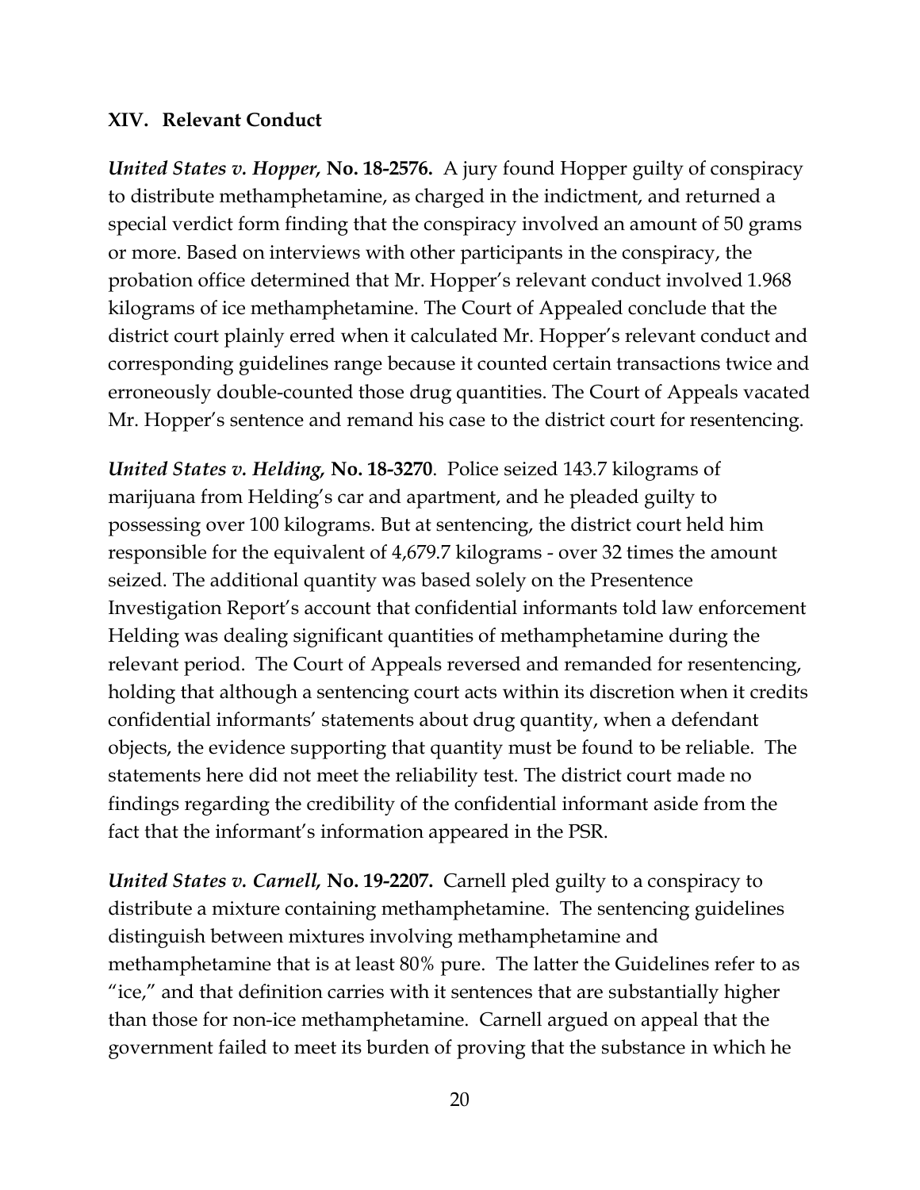## XIV. Relevant Conduct

***United States v. Hopper,* No. 18-2576.** A jury found Hopper guilty of conspiracy to distribute methamphetamine, as charged in the indictment, and returned a special verdict form finding that the conspiracy involved an amount of 50 grams or more. Based on interviews with other participants in the conspiracy, the probation office determined that Mr. Hopper's relevant conduct involved 1.968 kilograms of ice methamphetamine. The Court of Appealed conclude that the district court plainly erred when it calculated Mr. Hopper's relevant conduct and corresponding guidelines range because it counted certain transactions twice and erroneously double-counted those drug quantities. The Court of Appeals vacated Mr. Hopper's sentence and remand his case to the district court for resentencing.

***United States v. Helding,* No. 18-3270**. Police seized 143.7 kilograms of marijuana from Helding's car and apartment, and he pleaded guilty to possessing over 100 kilograms. But at sentencing, the district court held him responsible for the equivalent of 4,679.7 kilograms - over 32 times the amount seized. The additional quantity was based solely on the Presentence Investigation Report's account that confidential informants told law enforcement Helding was dealing significant quantities of methamphetamine during the relevant period. The Court of Appeals reversed and remanded for resentencing, holding that although a sentencing court acts within its discretion when it credits confidential informants' statements about drug quantity, when a defendant objects, the evidence supporting that quantity must be found to be reliable. The statements here did not meet the reliability test. The district court made no findings regarding the credibility of the confidential informant aside from the fact that the informant's information appeared in the PSR.

***United States v. Carnell,* No. 19-2207.** Carnell pled guilty to a conspiracy to distribute a mixture containing methamphetamine. The sentencing guidelines distinguish between mixtures involving methamphetamine and methamphetamine that is at least 80% pure. The latter the Guidelines refer to as "ice," and that definition carries with it sentences that are substantially higher than those for non-ice methamphetamine. Carnell argued on appeal that the government failed to meet its burden of proving that the substance in which he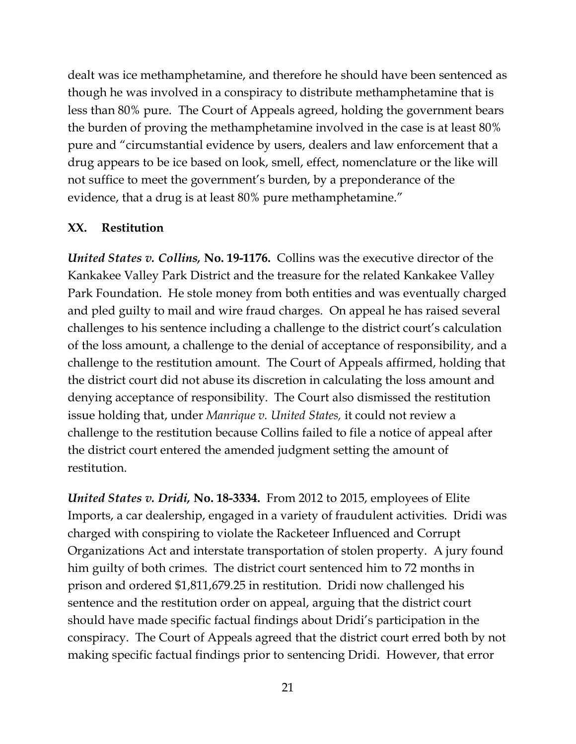dealt was ice methamphetamine, and therefore he should have been sentenced as though he was involved in a conspiracy to distribute methamphetamine that is less than 80% pure. The Court of Appeals agreed, holding the government bears the burden of proving the methamphetamine involved in the case is at least 80% pure and "circumstantial evidence by users, dealers and law enforcement that a drug appears to be ice based on look, smell, effect, nomenclature or the like will not suffice to meet the government's burden, by a preponderance of the evidence, that a drug is at least 80% pure methamphetamine."

## XX. Restitution

***United States v. Collins,* No. 19-1176.** Collins was the executive director of the Kankakee Valley Park District and the treasure for the related Kankakee Valley Park Foundation. He stole money from both entities and was eventually charged and pled guilty to mail and wire fraud charges. On appeal he has raised several challenges to his sentence including a challenge to the district court's calculation of the loss amount, a challenge to the denial of acceptance of responsibility, and a challenge to the restitution amount. The Court of Appeals affirmed, holding that the district court did not abuse its discretion in calculating the loss amount and denying acceptance of responsibility. The Court also dismissed the restitution issue holding that, under *Manrique v. United States,* it could not review a challenge to the restitution because Collins failed to file a notice of appeal after the district court entered the amended judgment setting the amount of restitution.

***United States v. Dridi,* No. 18-3334.** From 2012 to 2015, employees of Elite Imports, a car dealership, engaged in a variety of fraudulent activities. Dridi was charged with conspiring to violate the Racketeer Influenced and Corrupt Organizations Act and interstate transportation of stolen property. A jury found him guilty of both crimes. The district court sentenced him to 72 months in prison and ordered $1,811,679.25 in restitution. Dridi now challenged his sentence and the restitution order on appeal, arguing that the district court should have made specific factual findings about Dridi's participation in the conspiracy. The Court of Appeals agreed that the district court erred both by not making specific factual findings prior to sentencing Dridi. However, that error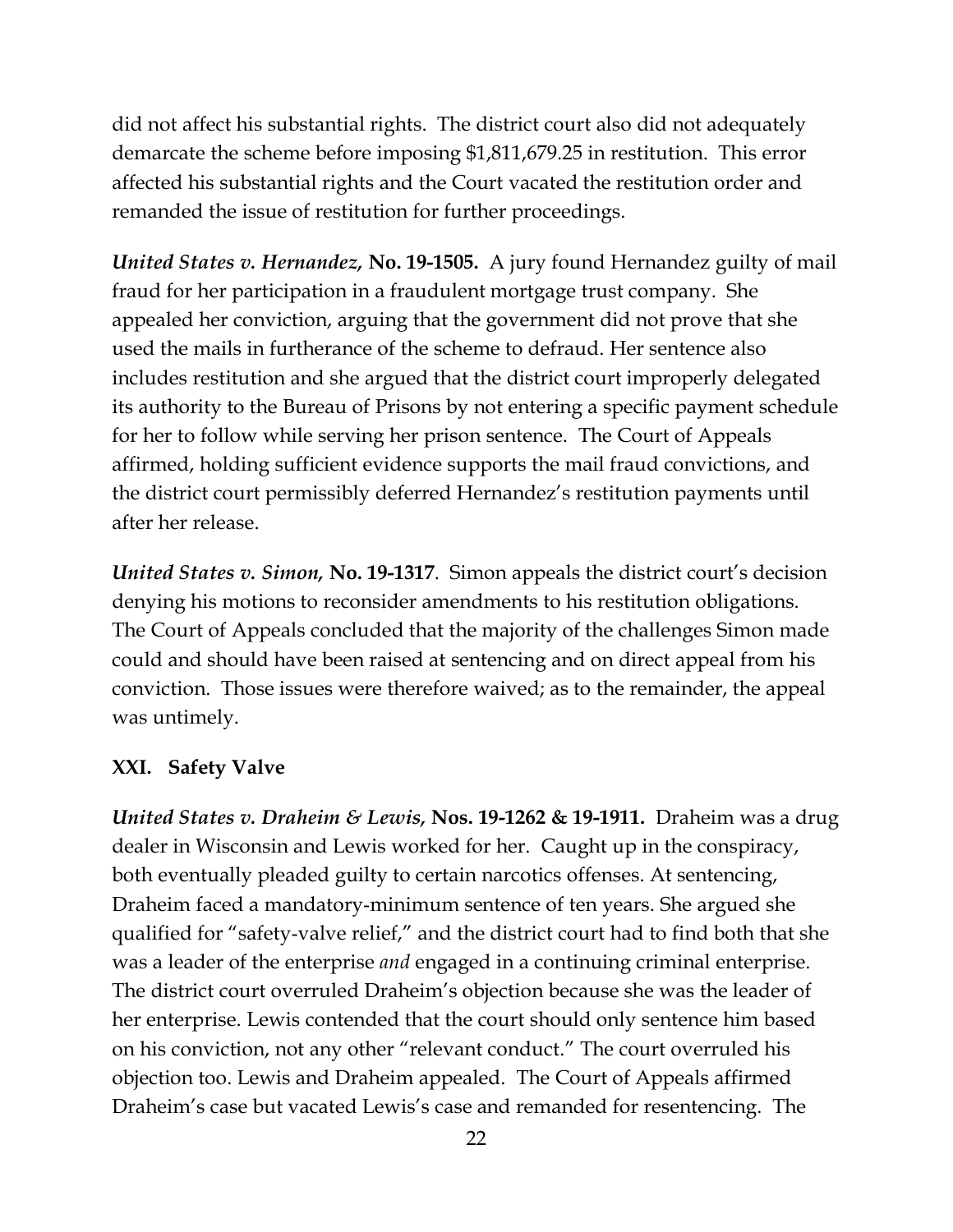did not affect his substantial rights. The district court also did not adequately demarcate the scheme before imposing $1,811,679.25 in restitution. This error affected his substantial rights and the Court vacated the restitution order and remanded the issue of restitution for further proceedings.

***United States v. Hernandez,* No. 19-1505.** A jury found Hernandez guilty of mail fraud for her participation in a fraudulent mortgage trust company. She appealed her conviction, arguing that the government did not prove that she used the mails in furtherance of the scheme to defraud. Her sentence also includes restitution and she argued that the district court improperly delegated its authority to the Bureau of Prisons by not entering a specific payment schedule for her to follow while serving her prison sentence. The Court of Appeals affirmed, holding sufficient evidence supports the mail fraud convictions, and the district court permissibly deferred Hernandez's restitution payments until after her release.

***United States v. Simon,* No. 19-1317**. Simon appeals the district court's decision denying his motions to reconsider amendments to his restitution obligations. The Court of Appeals concluded that the majority of the challenges Simon made could and should have been raised at sentencing and on direct appeal from his conviction. Those issues were therefore waived; as to the remainder, the appeal was untimely.

## XXI. Safety Valve

***United States v. Draheim & Lewis,* Nos. 19-1262 & 19-1911.** Draheim was a drug dealer in Wisconsin and Lewis worked for her. Caught up in the conspiracy, both eventually pleaded guilty to certain narcotics offenses. At sentencing, Draheim faced a mandatory-minimum sentence of ten years. She argued she qualified for "safety-valve relief," and the district court had to find both that she was a leader of the enterprise *and* engaged in a continuing criminal enterprise. The district court overruled Draheim's objection because she was the leader of her enterprise. Lewis contended that the court should only sentence him based on his conviction, not any other "relevant conduct." The court overruled his objection too. Lewis and Draheim appealed. The Court of Appeals affirmed Draheim's case but vacated Lewis's case and remanded for resentencing. The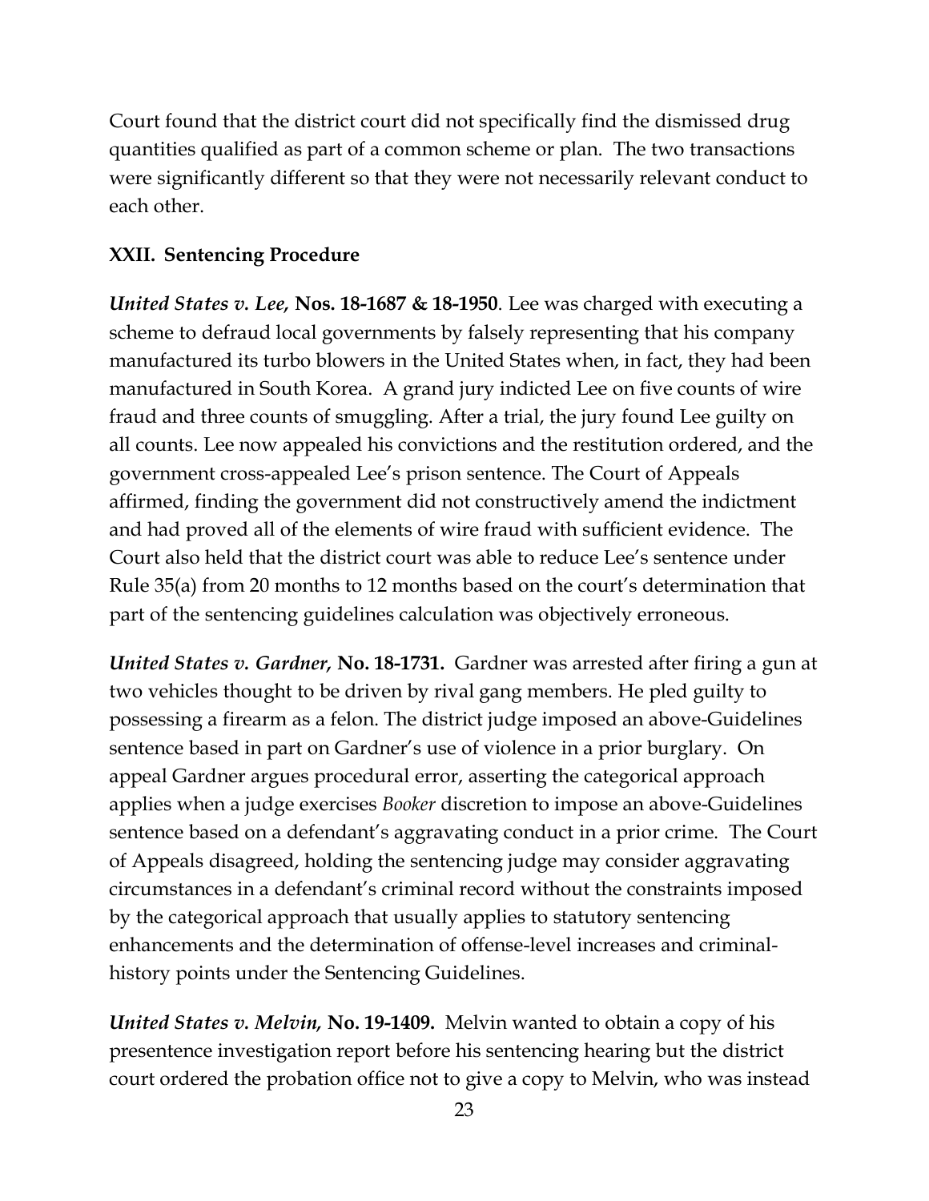Court found that the district court did not specifically find the dismissed drug quantities qualified as part of a common scheme or plan. The two transactions were significantly different so that they were not necessarily relevant conduct to each other.

## XXII. Sentencing Procedure

***United States v. Lee,* Nos. 18-1687 & 18-1950**. Lee was charged with executing a scheme to defraud local governments by falsely representing that his company manufactured its turbo blowers in the United States when, in fact, they had been manufactured in South Korea. A grand jury indicted Lee on five counts of wire fraud and three counts of smuggling. After a trial, the jury found Lee guilty on all counts. Lee now appealed his convictions and the restitution ordered, and the government cross-appealed Lee's prison sentence. The Court of Appeals affirmed, finding the government did not constructively amend the indictment and had proved all of the elements of wire fraud with sufficient evidence. The Court also held that the district court was able to reduce Lee's sentence under Rule 35(a) from 20 months to 12 months based on the court's determination that part of the sentencing guidelines calculation was objectively erroneous.

***United States v. Gardner,* No. 18-1731.** Gardner was arrested after firing a gun at two vehicles thought to be driven by rival gang members. He pled guilty to possessing a firearm as a felon. The district judge imposed an above-Guidelines sentence based in part on Gardner's use of violence in a prior burglary. On appeal Gardner argues procedural error, asserting the categorical approach applies when a judge exercises *Booker* discretion to impose an above-Guidelines sentence based on a defendant's aggravating conduct in a prior crime. The Court of Appeals disagreed, holding the sentencing judge may consider aggravating circumstances in a defendant's criminal record without the constraints imposed by the categorical approach that usually applies to statutory sentencing enhancements and the determination of offense-level increases and criminal-history points under the Sentencing Guidelines.

***United States v. Melvin,* No. 19-1409.** Melvin wanted to obtain a copy of his presentence investigation report before his sentencing hearing but the district court ordered the probation office not to give a copy to Melvin, who was instead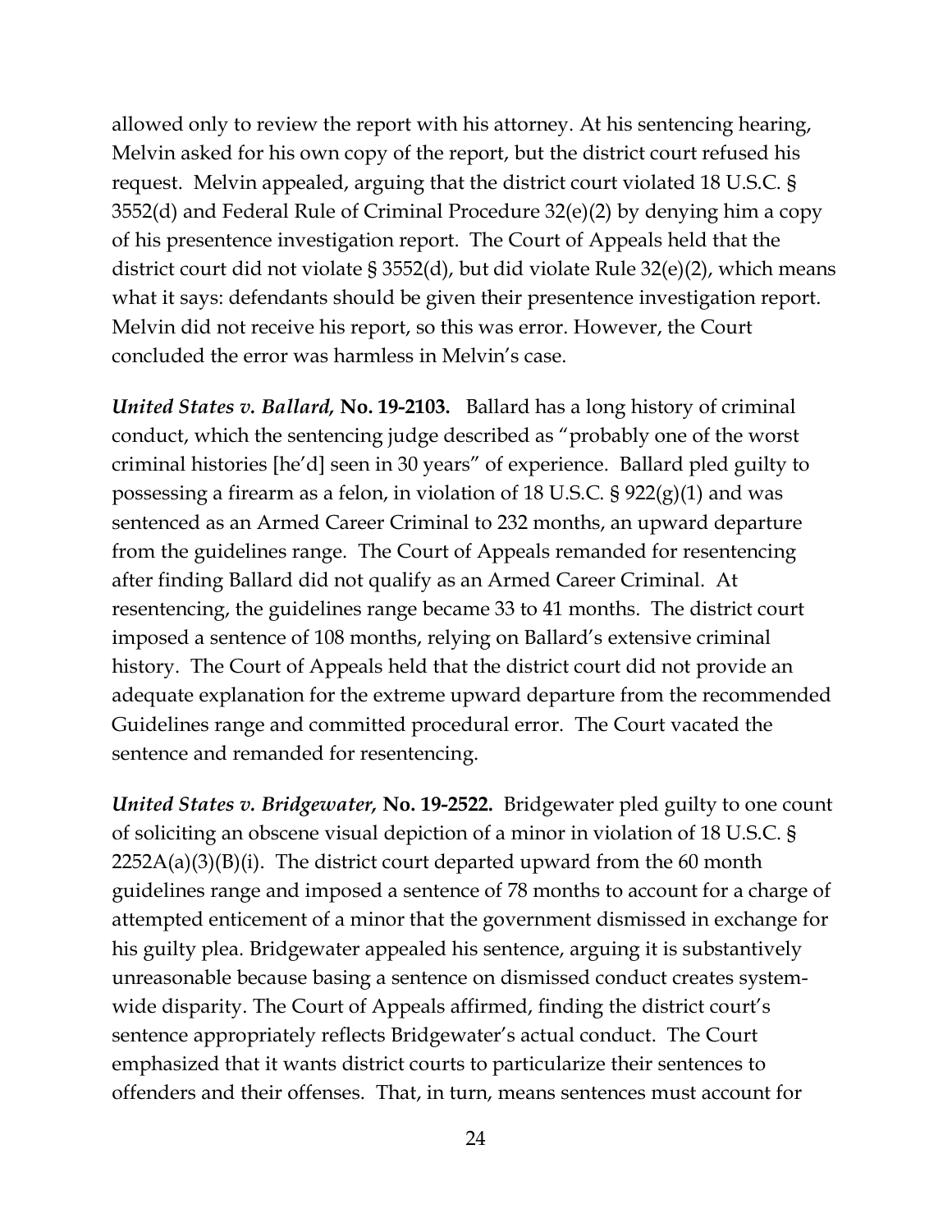allowed only to review the report with his attorney. At his sentencing hearing, Melvin asked for his own copy of the report, but the district court refused his request. Melvin appealed, arguing that the district court violated 18 U.S.C. § 3552(d) and Federal Rule of Criminal Procedure 32(e)(2) by denying him a copy of his presentence investigation report. The Court of Appeals held that the district court did not violate § 3552(d), but did violate Rule 32(e)(2), which means what it says: defendants should be given their presentence investigation report. Melvin did not receive his report, so this was error. However, the Court concluded the error was harmless in Melvin's case.

***United States v. Ballard,* No. 19-2103.** Ballard has a long history of criminal conduct, which the sentencing judge described as "probably one of the worst criminal histories [he'd] seen in 30 years" of experience. Ballard pled guilty to possessing a firearm as a felon, in violation of 18 U.S.C. § 922(g)(1) and was sentenced as an Armed Career Criminal to 232 months, an upward departure from the guidelines range. The Court of Appeals remanded for resentencing after finding Ballard did not qualify as an Armed Career Criminal. At resentencing, the guidelines range became 33 to 41 months. The district court imposed a sentence of 108 months, relying on Ballard's extensive criminal history. The Court of Appeals held that the district court did not provide an adequate explanation for the extreme upward departure from the recommended Guidelines range and committed procedural error. The Court vacated the sentence and remanded for resentencing.

***United States v. Bridgewater,* No. 19-2522.** Bridgewater pled guilty to one count of soliciting an obscene visual depiction of a minor in violation of 18 U.S.C. § 2252A(a)(3)(B)(i). The district court departed upward from the 60 month guidelines range and imposed a sentence of 78 months to account for a charge of attempted enticement of a minor that the government dismissed in exchange for his guilty plea. Bridgewater appealed his sentence, arguing it is substantively unreasonable because basing a sentence on dismissed conduct creates system-wide disparity. The Court of Appeals affirmed, finding the district court's sentence appropriately reflects Bridgewater's actual conduct. The Court emphasized that it wants district courts to particularize their sentences to offenders and their offenses. That, in turn, means sentences must account for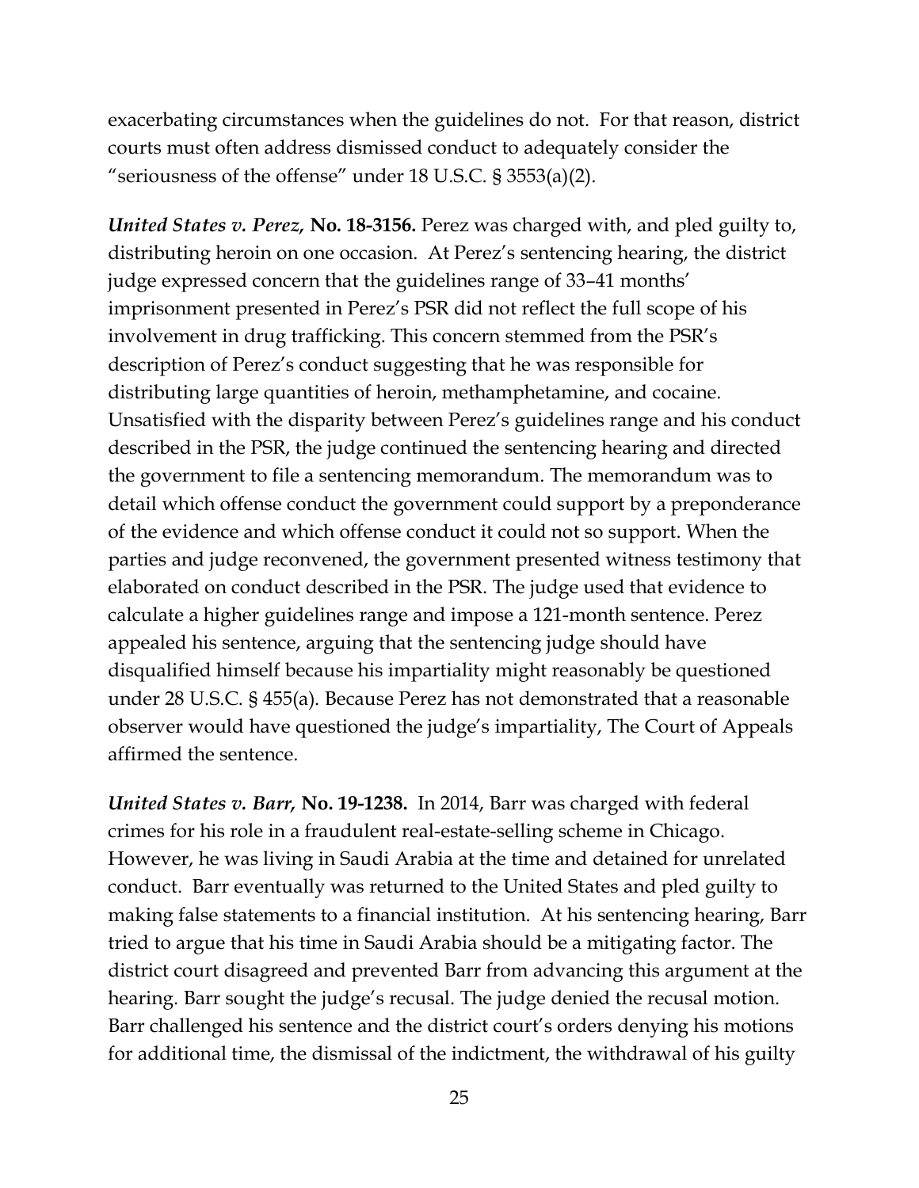exacerbating circumstances when the guidelines do not. For that reason, district courts must often address dismissed conduct to adequately consider the "seriousness of the offense" under 18 U.S.C. § 3553(a)(2).

***United States v. Perez,* No. 18-3156.** Perez was charged with, and pled guilty to, distributing heroin on one occasion. At Perez's sentencing hearing, the district judge expressed concern that the guidelines range of 33–41 months' imprisonment presented in Perez's PSR did not reflect the full scope of his involvement in drug trafficking. This concern stemmed from the PSR's description of Perez's conduct suggesting that he was responsible for distributing large quantities of heroin, methamphetamine, and cocaine. Unsatisfied with the disparity between Perez's guidelines range and his conduct described in the PSR, the judge continued the sentencing hearing and directed the government to file a sentencing memorandum. The memorandum was to detail which offense conduct the government could support by a preponderance of the evidence and which offense conduct it could not so support. When the parties and judge reconvened, the government presented witness testimony that elaborated on conduct described in the PSR. The judge used that evidence to calculate a higher guidelines range and impose a 121-month sentence. Perez appealed his sentence, arguing that the sentencing judge should have disqualified himself because his impartiality might reasonably be questioned under 28 U.S.C. § 455(a). Because Perez has not demonstrated that a reasonable observer would have questioned the judge's impartiality, The Court of Appeals affirmed the sentence.

***United States v. Barr,* No. 19-1238.** In 2014, Barr was charged with federal crimes for his role in a fraudulent real-estate-selling scheme in Chicago. However, he was living in Saudi Arabia at the time and detained for unrelated conduct. Barr eventually was returned to the United States and pled guilty to making false statements to a financial institution. At his sentencing hearing, Barr tried to argue that his time in Saudi Arabia should be a mitigating factor. The district court disagreed and prevented Barr from advancing this argument at the hearing. Barr sought the judge's recusal. The judge denied the recusal motion. Barr challenged his sentence and the district court's orders denying his motions for additional time, the dismissal of the indictment, the withdrawal of his guilty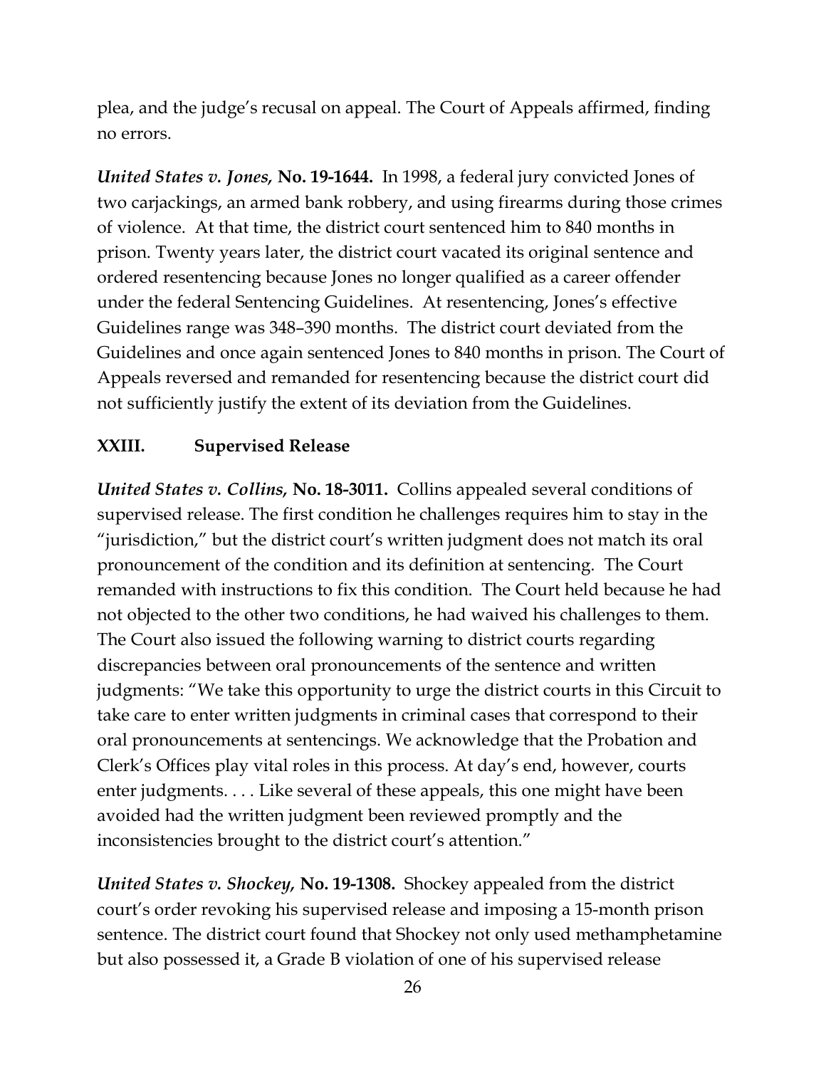plea, and the judge's recusal on appeal. The Court of Appeals affirmed, finding no errors.

***United States v. Jones*, No. 19-1644.** In 1998, a federal jury convicted Jones of two carjackings, an armed bank robbery, and using firearms during those crimes of violence. At that time, the district court sentenced him to 840 months in prison. Twenty years later, the district court vacated its original sentence and ordered resentencing because Jones no longer qualified as a career offender under the federal Sentencing Guidelines. At resentencing, Jones's effective Guidelines range was 348–390 months. The district court deviated from the Guidelines and once again sentenced Jones to 840 months in prison. The Court of Appeals reversed and remanded for resentencing because the district court did not sufficiently justify the extent of its deviation from the Guidelines.

## XXIII. Supervised Release

***United States v. Collins*, No. 18-3011.** Collins appealed several conditions of supervised release. The first condition he challenges requires him to stay in the "jurisdiction," but the district court's written judgment does not match its oral pronouncement of the condition and its definition at sentencing. The Court remanded with instructions to fix this condition. The Court held because he had not objected to the other two conditions, he had waived his challenges to them. The Court also issued the following warning to district courts regarding discrepancies between oral pronouncements of the sentence and written judgments: "We take this opportunity to urge the district courts in this Circuit to take care to enter written judgments in criminal cases that correspond to their oral pronouncements at sentencings. We acknowledge that the Probation and Clerk's Offices play vital roles in this process. At day's end, however, courts enter judgments. . . . Like several of these appeals, this one might have been avoided had the written judgment been reviewed promptly and the inconsistencies brought to the district court's attention."

***United States v. Shockey*, No. 19-1308.** Shockey appealed from the district court's order revoking his supervised release and imposing a 15-month prison sentence. The district court found that Shockey not only used methamphetamine but also possessed it, a Grade B violation of one of his supervised release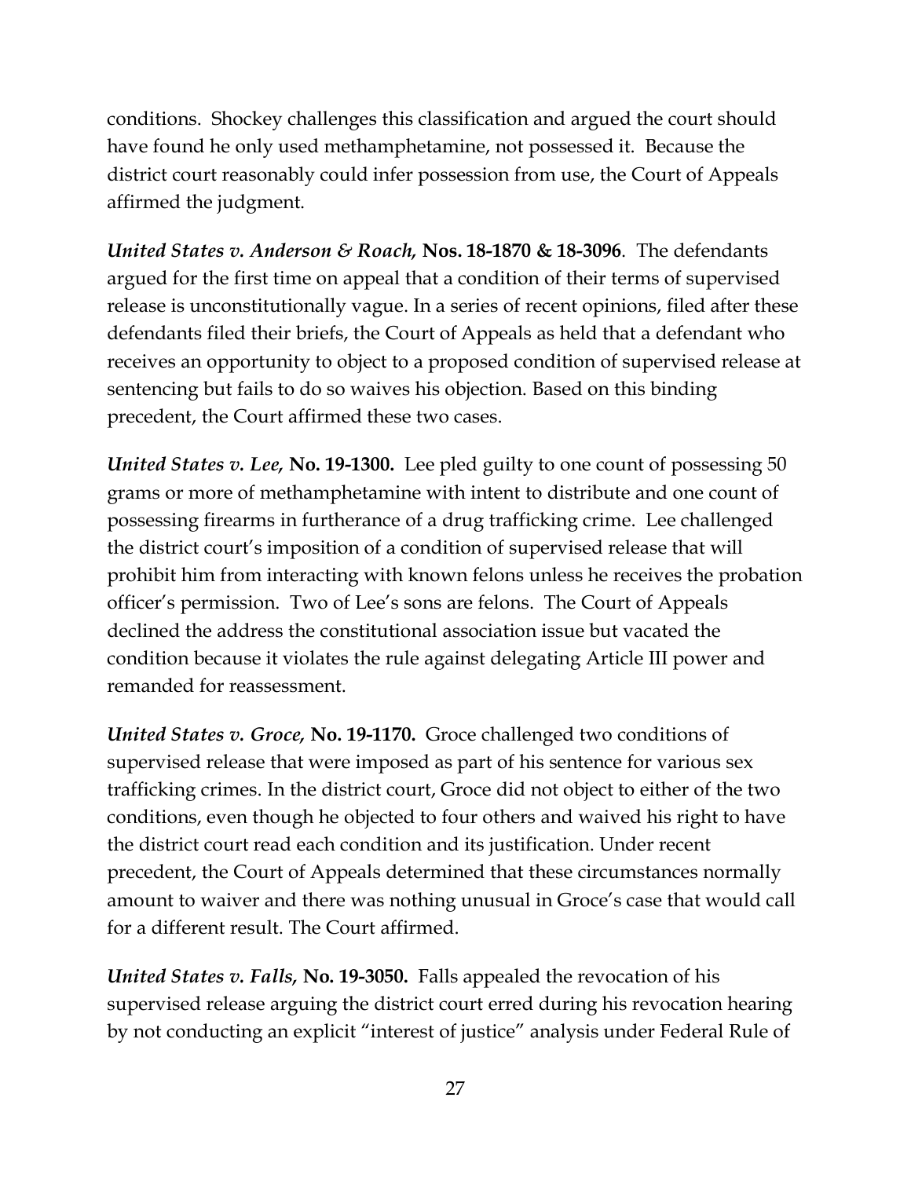conditions. Shockey challenges this classification and argued the court should have found he only used methamphetamine, not possessed it. Because the district court reasonably could infer possession from use, the Court of Appeals affirmed the judgment.

***United States v. Anderson & Roach,* Nos. 18-1870 & 18-3096**. The defendants argued for the first time on appeal that a condition of their terms of supervised release is unconstitutionally vague. In a series of recent opinions, filed after these defendants filed their briefs, the Court of Appeals as held that a defendant who receives an opportunity to object to a proposed condition of supervised release at sentencing but fails to do so waives his objection. Based on this binding precedent, the Court affirmed these two cases.

***United States v. Lee,* No. 19-1300.** Lee pled guilty to one count of possessing 50 grams or more of methamphetamine with intent to distribute and one count of possessing firearms in furtherance of a drug trafficking crime. Lee challenged the district court's imposition of a condition of supervised release that will prohibit him from interacting with known felons unless he receives the probation officer's permission. Two of Lee's sons are felons. The Court of Appeals declined the address the constitutional association issue but vacated the condition because it violates the rule against delegating Article III power and remanded for reassessment.

***United States v. Groce,* No. 19-1170.** Groce challenged two conditions of supervised release that were imposed as part of his sentence for various sex trafficking crimes. In the district court, Groce did not object to either of the two conditions, even though he objected to four others and waived his right to have the district court read each condition and its justification. Under recent precedent, the Court of Appeals determined that these circumstances normally amount to waiver and there was nothing unusual in Groce's case that would call for a different result. The Court affirmed.

***United States v. Falls,* No. 19-3050.** Falls appealed the revocation of his supervised release arguing the district court erred during his revocation hearing by not conducting an explicit "interest of justice" analysis under Federal Rule of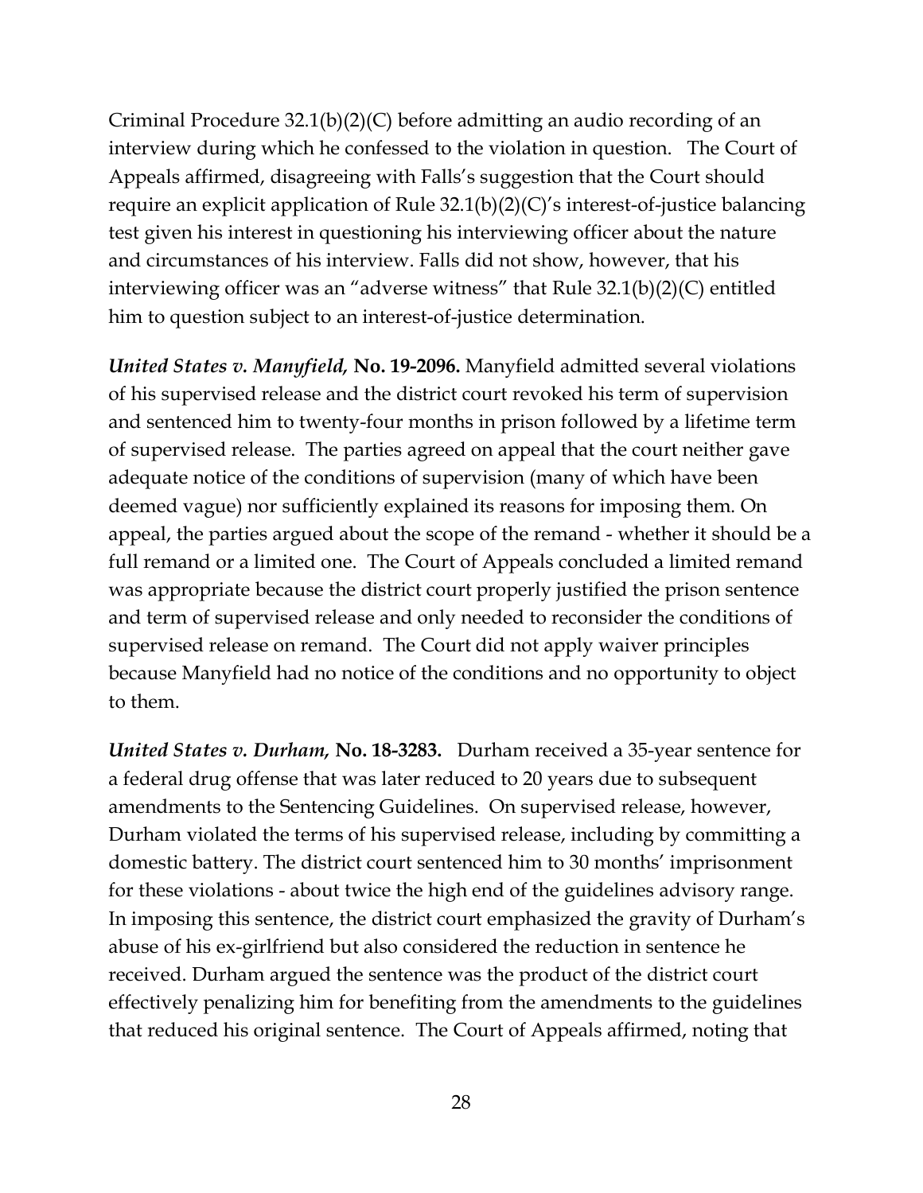Criminal Procedure 32.1(b)(2)(C) before admitting an audio recording of an interview during which he confessed to the violation in question. The Court of Appeals affirmed, disagreeing with Falls's suggestion that the Court should require an explicit application of Rule 32.1(b)(2)(C)'s interest-of-justice balancing test given his interest in questioning his interviewing officer about the nature and circumstances of his interview. Falls did not show, however, that his interviewing officer was an "adverse witness" that Rule 32.1(b)(2)(C) entitled him to question subject to an interest-of-justice determination.

***United States v. Manyfield,* No. 19-2096.** Manyfield admitted several violations of his supervised release and the district court revoked his term of supervision and sentenced him to twenty-four months in prison followed by a lifetime term of supervised release. The parties agreed on appeal that the court neither gave adequate notice of the conditions of supervision (many of which have been deemed vague) nor sufficiently explained its reasons for imposing them. On appeal, the parties argued about the scope of the remand - whether it should be a full remand or a limited one. The Court of Appeals concluded a limited remand was appropriate because the district court properly justified the prison sentence and term of supervised release and only needed to reconsider the conditions of supervised release on remand. The Court did not apply waiver principles because Manyfield had no notice of the conditions and no opportunity to object to them.

***United States v. Durham,* No. 18-3283.** Durham received a 35-year sentence for a federal drug offense that was later reduced to 20 years due to subsequent amendments to the Sentencing Guidelines. On supervised release, however, Durham violated the terms of his supervised release, including by committing a domestic battery. The district court sentenced him to 30 months' imprisonment for these violations - about twice the high end of the guidelines advisory range. In imposing this sentence, the district court emphasized the gravity of Durham's abuse of his ex-girlfriend but also considered the reduction in sentence he received. Durham argued the sentence was the product of the district court effectively penalizing him for benefiting from the amendments to the guidelines that reduced his original sentence. The Court of Appeals affirmed, noting that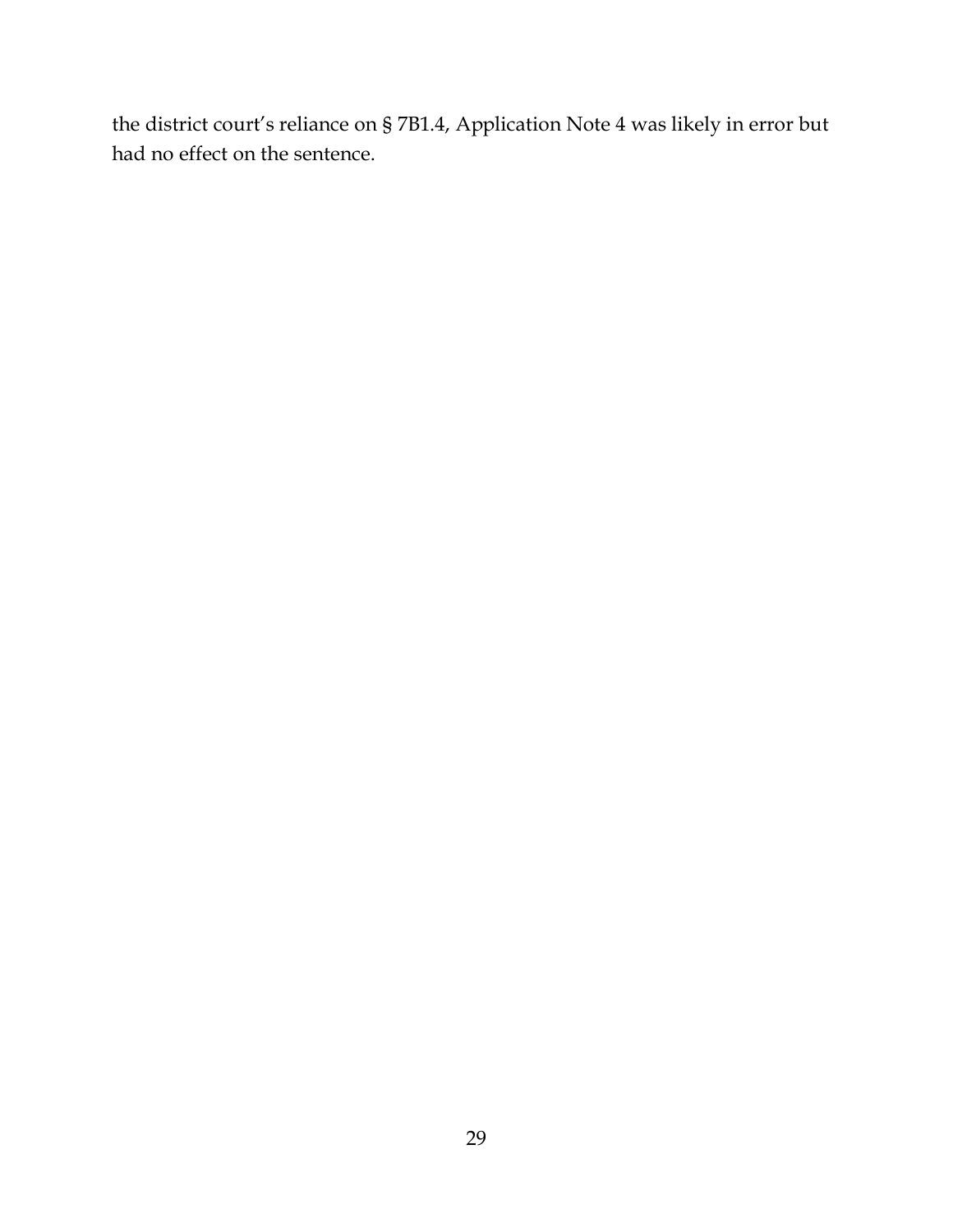the district court's reliance on § 7B1.4, Application Note 4 was likely in error but had no effect on the sentence.